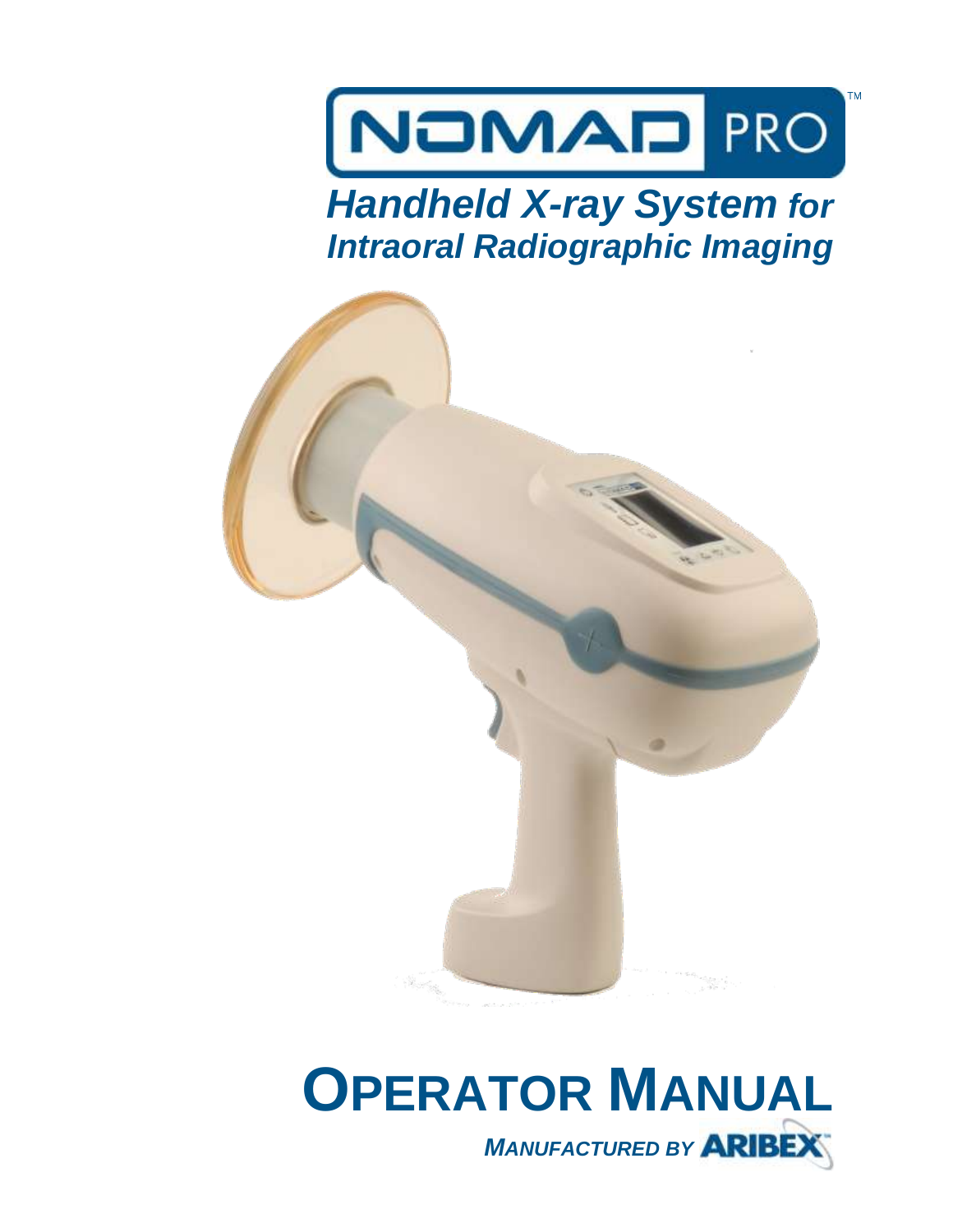# NOMAD PRO™

## *Handheld X-ray System for Intraoral Radiographic Imaging*

# OPERATOR MANUAL

*MANUFACTURED BY* **ARIBEX**™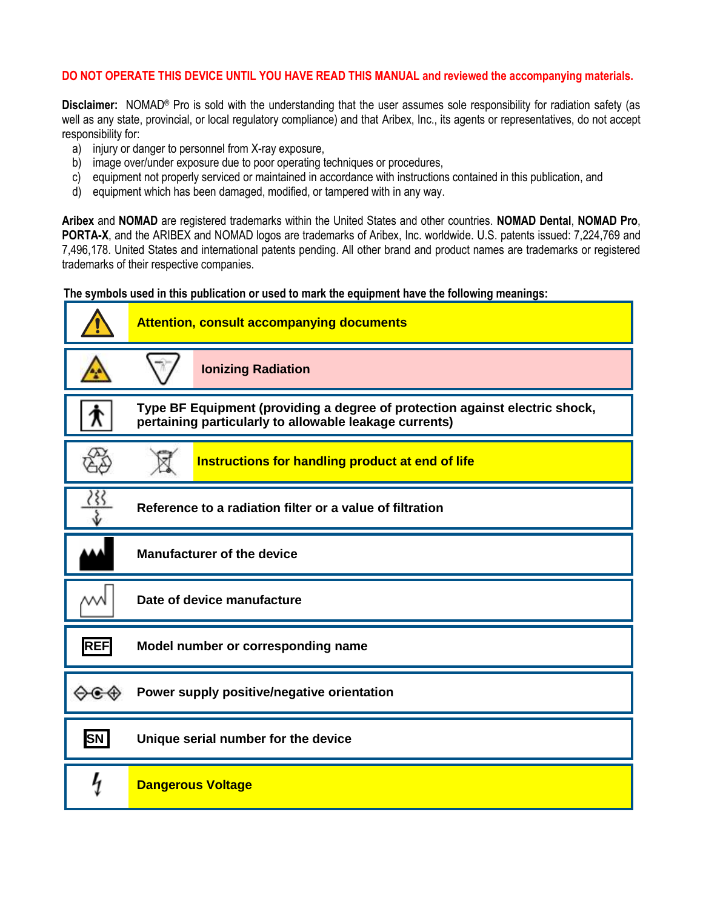**DO NOT OPERATE THIS DEVICE UNTIL YOU HAVE READ THIS MANUAL and reviewed the accompanying materials.**

**Disclaimer:** NOMAD® Pro is sold with the understanding that the user assumes sole responsibility for radiation safety (as well as any state, provincial, or local regulatory compliance) and that Aribex, Inc., its agents or representatives, do not accept responsibility for:

a) injury or danger to personnel from X-ray exposure,
b) image over/under exposure due to poor operating techniques or procedures,
c) equipment not properly serviced or maintained in accordance with instructions contained in this publication, and
d) equipment which has been damaged, modified, or tampered with in any way.

**Aribex** and **NOMAD** are registered trademarks within the United States and other countries. **NOMAD Dental**, **NOMAD Pro**, **PORTA-X**, and the ARIBEX and NOMAD logos are trademarks of Aribex, Inc. worldwide. U.S. patents issued: 7,224,769 and 7,496,178. United States and international patents pending. All other brand and product names are trademarks or registered trademarks of their respective companies.

**The symbols used in this publication or used to mark the equipment have the following meanings:**

| Symbol | Meaning |
|---|---|
| ⚠ | **Attention, consult accompanying documents** |
| (radiation symbols) | **Ionizing Radiation** |
| (Type BF symbol) | **Type BF Equipment (providing a degree of protection against electric shock, pertaining particularly to allowable leakage currents)** |
| (recycle / crossed-out bin symbols) | **Instructions for handling product at end of life** |
| (filter symbol) | **Reference to a radiation filter or a value of filtration** |
| (manufacturer symbol) | **Manufacturer of the device** |
| (date of manufacture symbol) | **Date of device manufacture** |
| REF | **Model number or corresponding name** |
| (polarity symbol) | **Power supply positive/negative orientation** |
| SN | **Unique serial number for the device** |
| (lightning symbol) | **Dangerous Voltage** |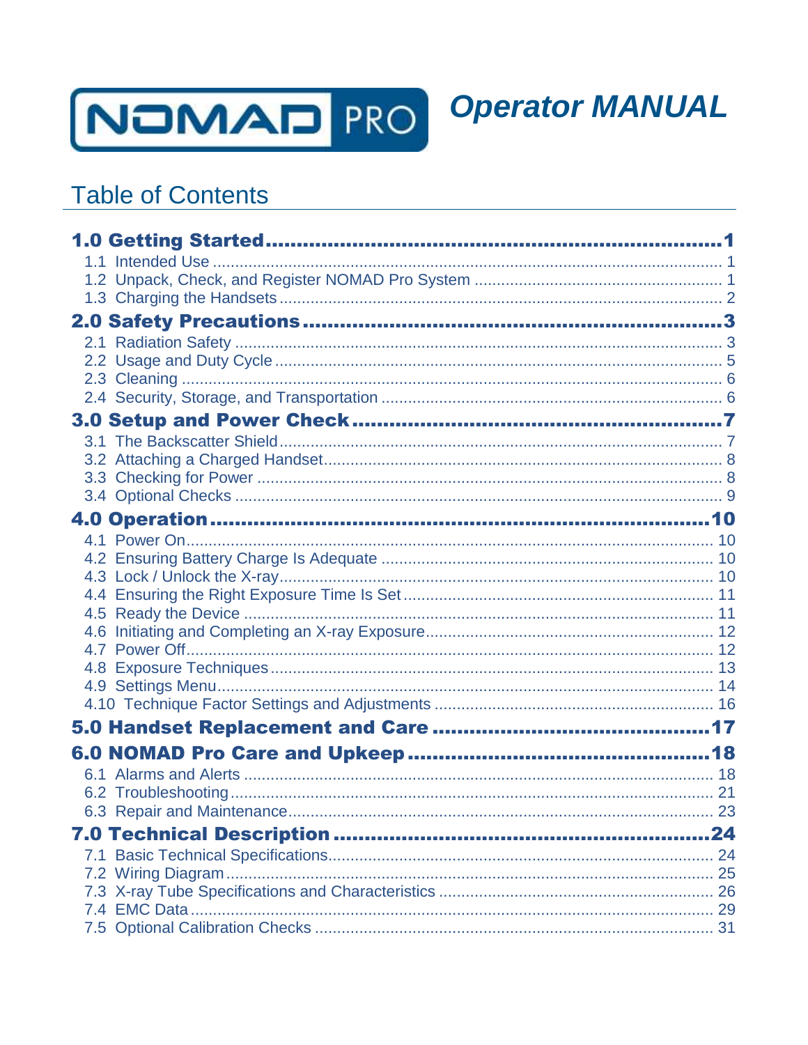# NOMAD PRO *Operator MANUAL*

## Table of Contents

**1.0 Getting Started** .......... **1**
- 1.1 Intended Use .......... 1
- 1.2 Unpack, Check, and Register NOMAD Pro System .......... 1
- 1.3 Charging the Handsets .......... 2

**2.0 Safety Precautions** .......... **3**
- 2.1 Radiation Safety .......... 3
- 2.2 Usage and Duty Cycle .......... 5
- 2.3 Cleaning .......... 6
- 2.4 Security, Storage, and Transportation .......... 6

**3.0 Setup and Power Check** .......... **7**
- 3.1 The Backscatter Shield .......... 7
- 3.2 Attaching a Charged Handset .......... 8
- 3.3 Checking for Power .......... 8
- 3.4 Optional Checks .......... 9

**4.0 Operation** .......... **10**
- 4.1 Power On .......... 10
- 4.2 Ensuring Battery Charge Is Adequate .......... 10
- 4.3 Lock / Unlock the X-ray .......... 10
- 4.4 Ensuring the Right Exposure Time Is Set .......... 11
- 4.5 Ready the Device .......... 11
- 4.6 Initiating and Completing an X-ray Exposure .......... 12
- 4.7 Power Off .......... 12
- 4.8 Exposure Techniques .......... 13
- 4.9 Settings Menu .......... 14
- 4.10 Technique Factor Settings and Adjustments .......... 16

**5.0 Handset Replacement and Care** .......... **17**

**6.0 NOMAD Pro Care and Upkeep** .......... **18**
- 6.1 Alarms and Alerts .......... 18
- 6.2 Troubleshooting .......... 21
- 6.3 Repair and Maintenance .......... 23

**7.0 Technical Description** .......... **24**
- 7.1 Basic Technical Specifications .......... 24
- 7.2 Wiring Diagram .......... 25
- 7.3 X-ray Tube Specifications and Characteristics .......... 26
- 7.4 EMC Data .......... 29
- 7.5 Optional Calibration Checks .......... 31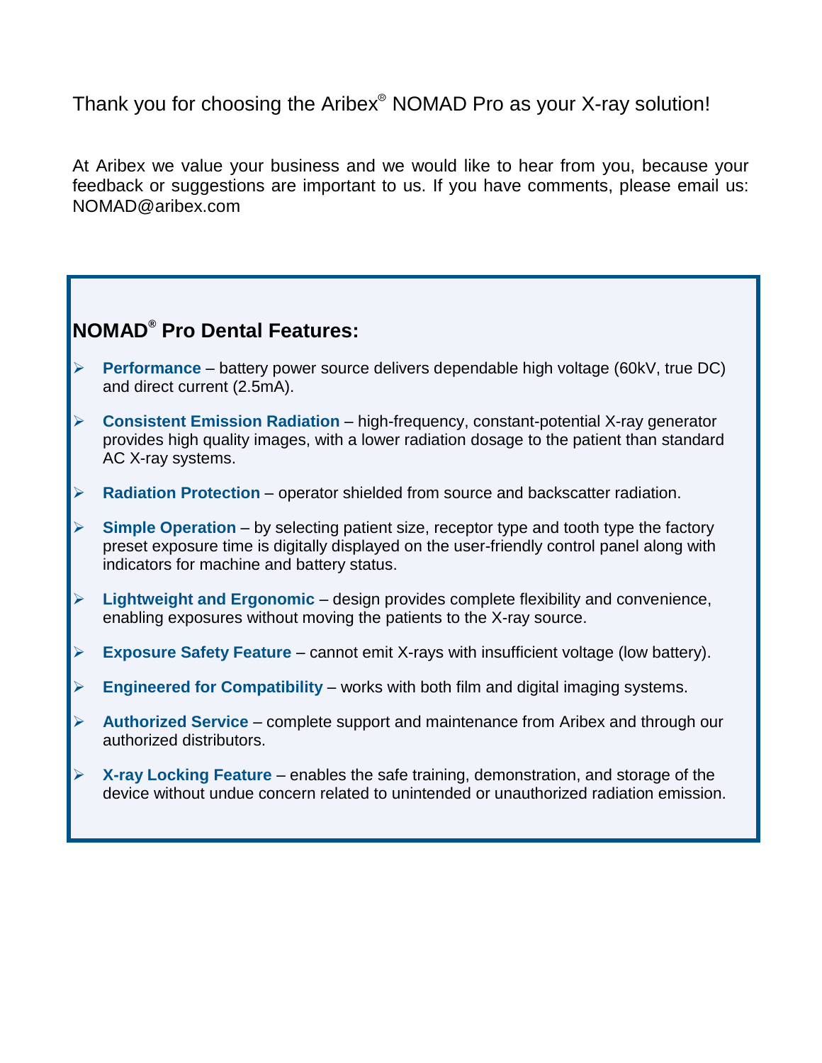Thank you for choosing the Aribex® NOMAD Pro as your X-ray solution!

At Aribex we value your business and we would like to hear from you, because your feedback or suggestions are important to us. If you have comments, please email us: NOMAD@aribex.com

## NOMAD® Pro Dental Features:

- **Performance** – battery power source delivers dependable high voltage (60kV, true DC) and direct current (2.5mA).
- **Consistent Emission Radiation** – high-frequency, constant-potential X-ray generator provides high quality images, with a lower radiation dosage to the patient than standard AC X-ray systems.
- **Radiation Protection** – operator shielded from source and backscatter radiation.
- **Simple Operation** – by selecting patient size, receptor type and tooth type the factory preset exposure time is digitally displayed on the user-friendly control panel along with indicators for machine and battery status.
- **Lightweight and Ergonomic** – design provides complete flexibility and convenience, enabling exposures without moving the patients to the X-ray source.
- **Exposure Safety Feature** – cannot emit X-rays with insufficient voltage (low battery).
- **Engineered for Compatibility** – works with both film and digital imaging systems.
- **Authorized Service** – complete support and maintenance from Aribex and through our authorized distributors.
- **X-ray Locking Feature** – enables the safe training, demonstration, and storage of the device without undue concern related to unintended or unauthorized radiation emission.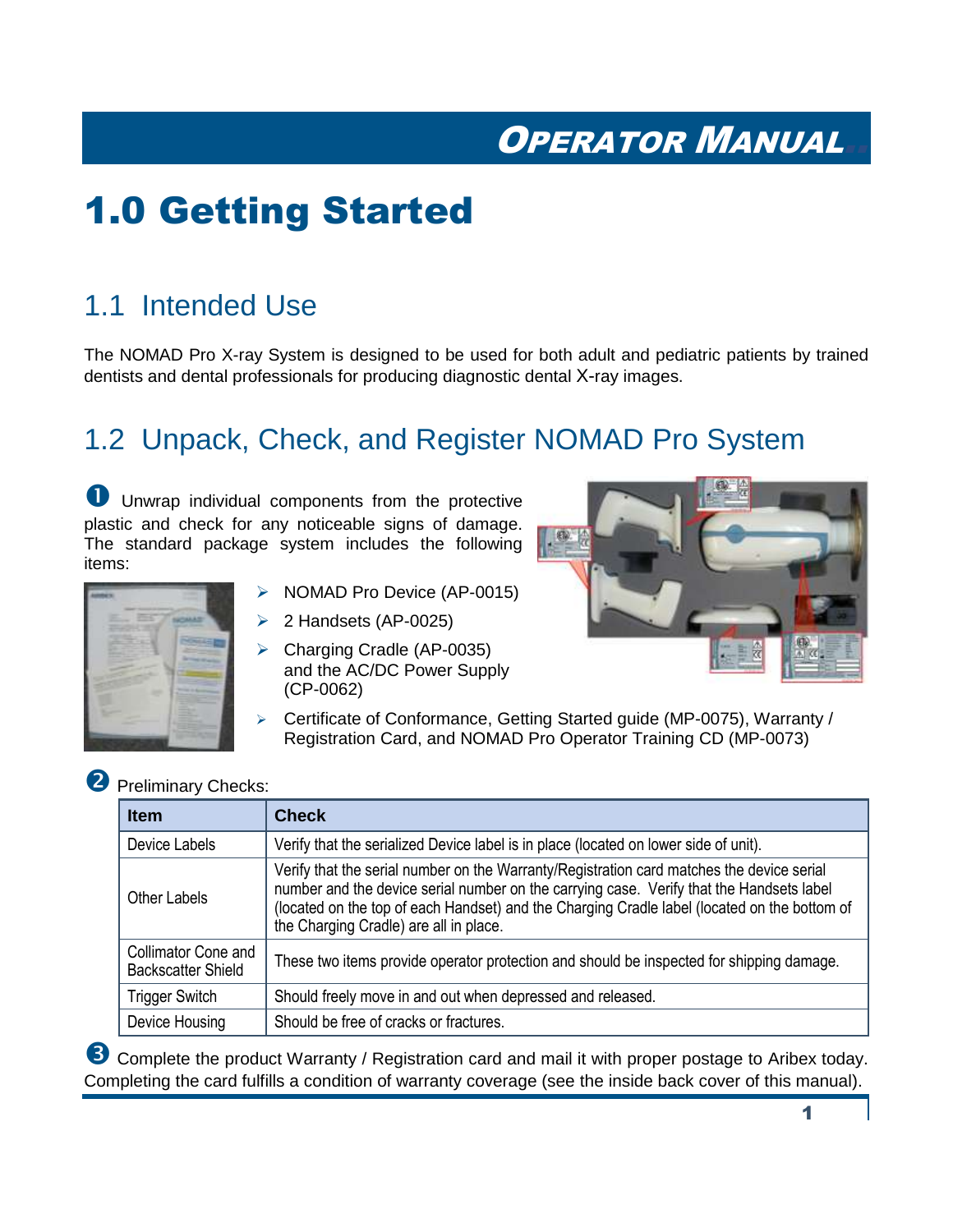# 1.0 Getting Started

## 1.1 Intended Use

The NOMAD Pro X-ray System is designed to be used for both adult and pediatric patients by trained dentists and dental professionals for producing diagnostic dental X-ray images.

## 1.2 Unpack, Check, and Register NOMAD Pro System

❶ Unwrap individual components from the protective plastic and check for any noticeable signs of damage. The standard package system includes the following items:

- NOMAD Pro Device (AP-0015)
- 2 Handsets (AP-0025)
- Charging Cradle (AP-0035) and the AC/DC Power Supply (CP-0062)
- Certificate of Conformance, Getting Started guide (MP-0075), Warranty / Registration Card, and NOMAD Pro Operator Training CD (MP-0073)

❷ Preliminary Checks:

| Item | Check |
|---|---|
| Device Labels | Verify that the serialized Device label is in place (located on lower side of unit). |
| Other Labels | Verify that the serial number on the Warranty/Registration card matches the device serial number and the device serial number on the carrying case. Verify that the Handsets label (located on the top of each Handset) and the Charging Cradle label (located on the bottom of the Charging Cradle) are all in place. |
| Collimator Cone and Backscatter Shield | These two items provide operator protection and should be inspected for shipping damage. |
| Trigger Switch | Should freely move in and out when depressed and released. |
| Device Housing | Should be free of cracks or fractures. |

❸ Complete the product Warranty / Registration card and mail it with proper postage to Aribex today. Completing the card fulfills a condition of warranty coverage (see the inside back cover of this manual).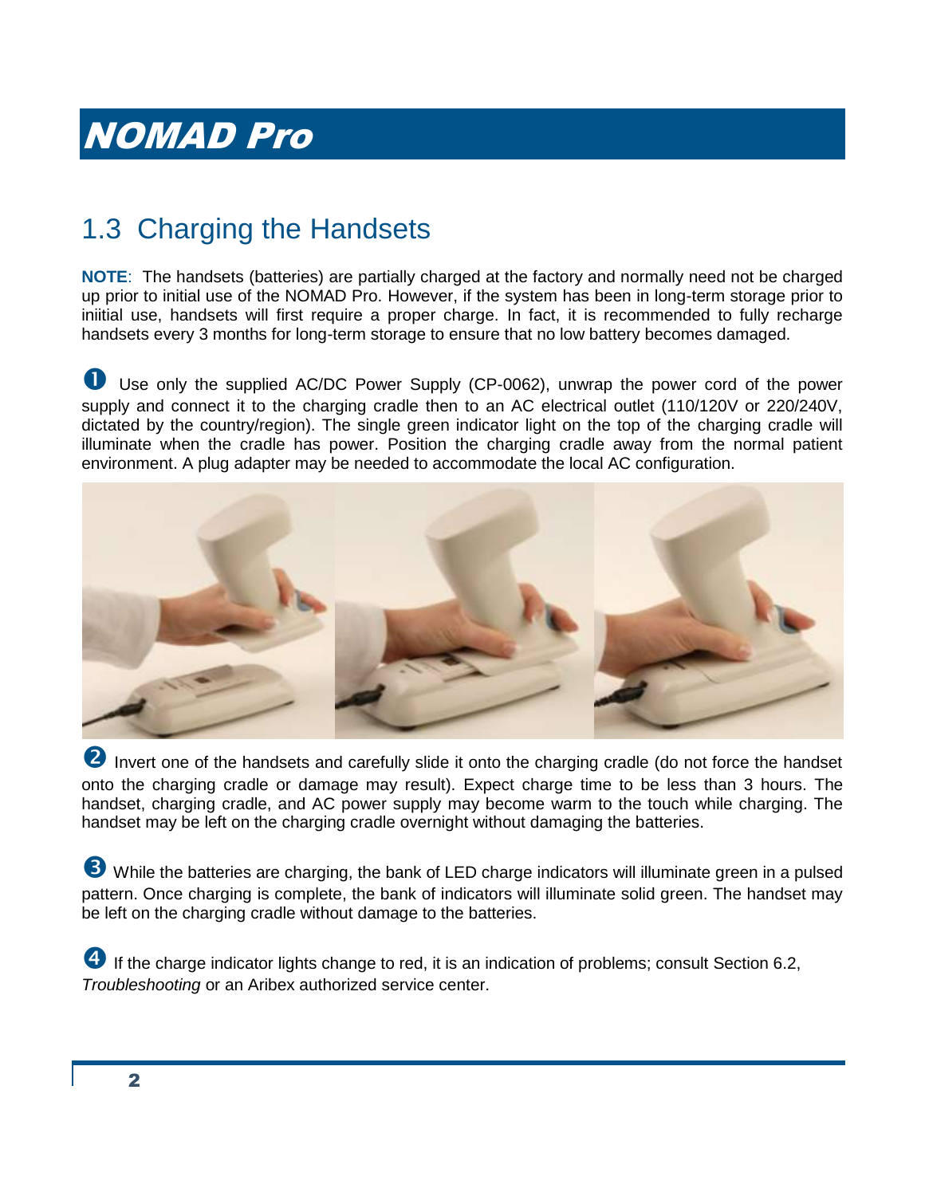## 1.3 Charging the Handsets

**NOTE**: The handsets (batteries) are partially charged at the factory and normally need not be charged up prior to initial use of the NOMAD Pro. However, if the system has been in long-term storage prior to iniitial use, handsets will first require a proper charge. In fact, it is recommended to fully recharge handsets every 3 months for long-term storage to ensure that no low battery becomes damaged.

➊ Use only the supplied AC/DC Power Supply (CP-0062), unwrap the power cord of the power supply and connect it to the charging cradle then to an AC electrical outlet (110/120V or 220/240V, dictated by the country/region). The single green indicator light on the top of the charging cradle will illuminate when the cradle has power. Position the charging cradle away from the normal patient environment. A plug adapter may be needed to accommodate the local AC configuration.

➋ Invert one of the handsets and carefully slide it onto the charging cradle (do not force the handset onto the charging cradle or damage may result). Expect charge time to be less than 3 hours. The handset, charging cradle, and AC power supply may become warm to the touch while charging. The handset may be left on the charging cradle overnight without damaging the batteries.

➌ While the batteries are charging, the bank of LED charge indicators will illuminate green in a pulsed pattern. Once charging is complete, the bank of indicators will illuminate solid green. The handset may be left on the charging cradle without damage to the batteries.

➍ If the charge indicator lights change to red, it is an indication of problems; consult Section 6.2, *Troubleshooting* or an Aribex authorized service center.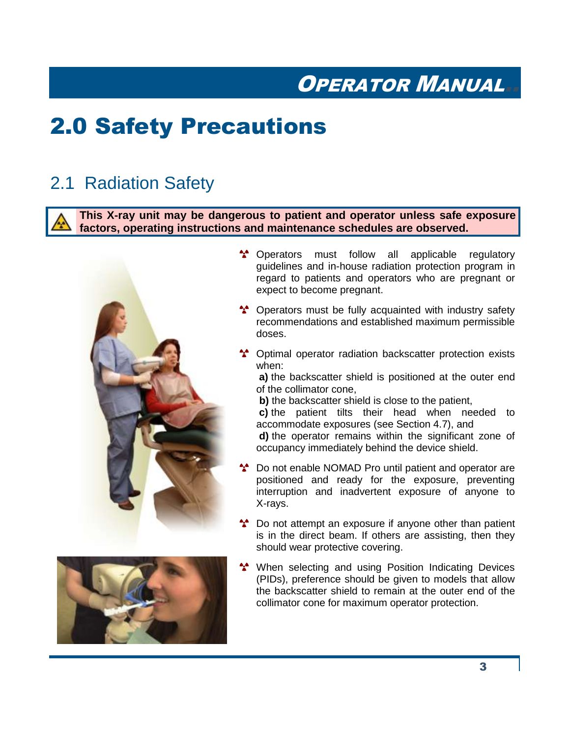# 2.0 Safety Precautions

## 2.1 Radiation Safety

**This X-ray unit may be dangerous to patient and operator unless safe exposure factors, operating instructions and maintenance schedules are observed.**

- Operators must follow all applicable regulatory guidelines and in-house radiation protection program in regard to patients and operators who are pregnant or expect to become pregnant.
- Operators must be fully acquainted with industry safety recommendations and established maximum permissible doses.
- Optimal operator radiation backscatter protection exists when:
  **a)** the backscatter shield is positioned at the outer end of the collimator cone,
  **b)** the backscatter shield is close to the patient,
  **c)** the patient tilts their head when needed to accommodate exposures (see Section 4.7), and
  **d)** the operator remains within the significant zone of occupancy immediately behind the device shield.
- Do not enable NOMAD Pro until patient and operator are positioned and ready for the exposure, preventing interruption and inadvertent exposure of anyone to X-rays.
- Do not attempt an exposure if anyone other than patient is in the direct beam. If others are assisting, then they should wear protective covering.
- When selecting and using Position Indicating Devices (PIDs), preference should be given to models that allow the backscatter shield to remain at the outer end of the collimator cone for maximum operator protection.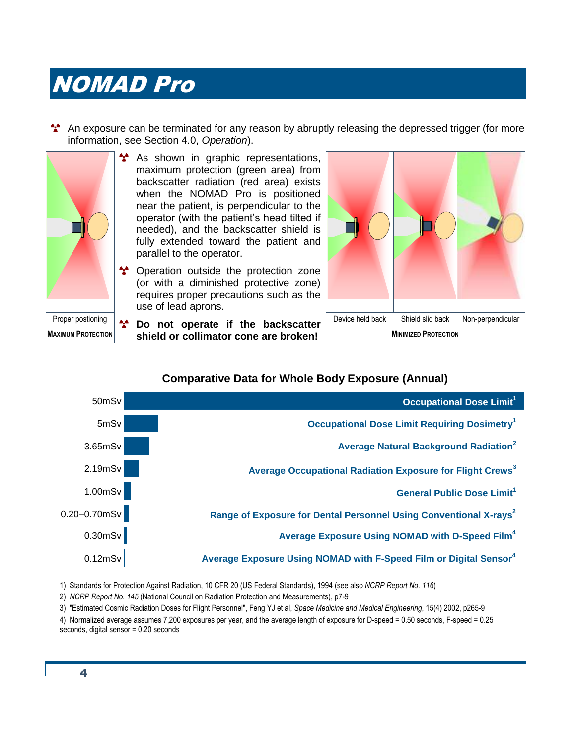# NOMAD Pro

- An exposure can be terminated for any reason by abruptly releasing the depressed trigger (for more information, see Section 4.0, *Operation*).

- As shown in graphic representations, maximum protection (green area) from backscatter radiation (red area) exists when the NOMAD Pro is positioned near the patient, is perpendicular to the operator (with the patient's head tilted if needed), and the backscatter shield is fully extended toward the patient and parallel to the operator.
- Operation outside the protection zone (or with a diminished protective zone) requires proper precautions such as the use of lead aprons.
- **Do not operate if the backscatter shield or collimator cone are broken!**

Proper postioning

**MAXIMUM PROTECTION**

Device held back | Shield slid back | Non-perpendicular

**MINIMIZED PROTECTION**

## Comparative Data for Whole Body Exposure (Annual)

| Dose | Description |
|---|---|
| 50mSv | Occupational Dose Limit[1] |
| 5mSv | Occupational Dose Limit Requiring Dosimetry[1] |
| 3.65mSv | Average Natural Background Radiation[2] |
| 2.19mSv | Average Occupational Radiation Exposure for Flight Crews[3] |
| 1.00mSv | General Public Dose Limit[1] |
| 0.20–0.70mSv | Range of Exposure for Dental Personnel Using Conventional X-rays[2] |
| 0.30mSv | Average Exposure Using NOMAD with D-Speed Film[4] |
| 0.12mSv | Average Exposure Using NOMAD with F-Speed Film or Digital Sensor[4] |

1) Standards for Protection Against Radiation, 10 CFR 20 (US Federal Standards), 1994 (see also *NCRP Report No. 116*)

2) *NCRP Report No. 145* (National Council on Radiation Protection and Measurements), p7-9

3) "Estimated Cosmic Radiation Doses for Flight Personnel", Feng YJ et al, *Space Medicine and Medical Engineering*, 15(4) 2002, p265-9

4) Normalized average assumes 7,200 exposures per year, and the average length of exposure for D-speed = 0.50 seconds, F-speed = 0.25 seconds, digital sensor = 0.20 seconds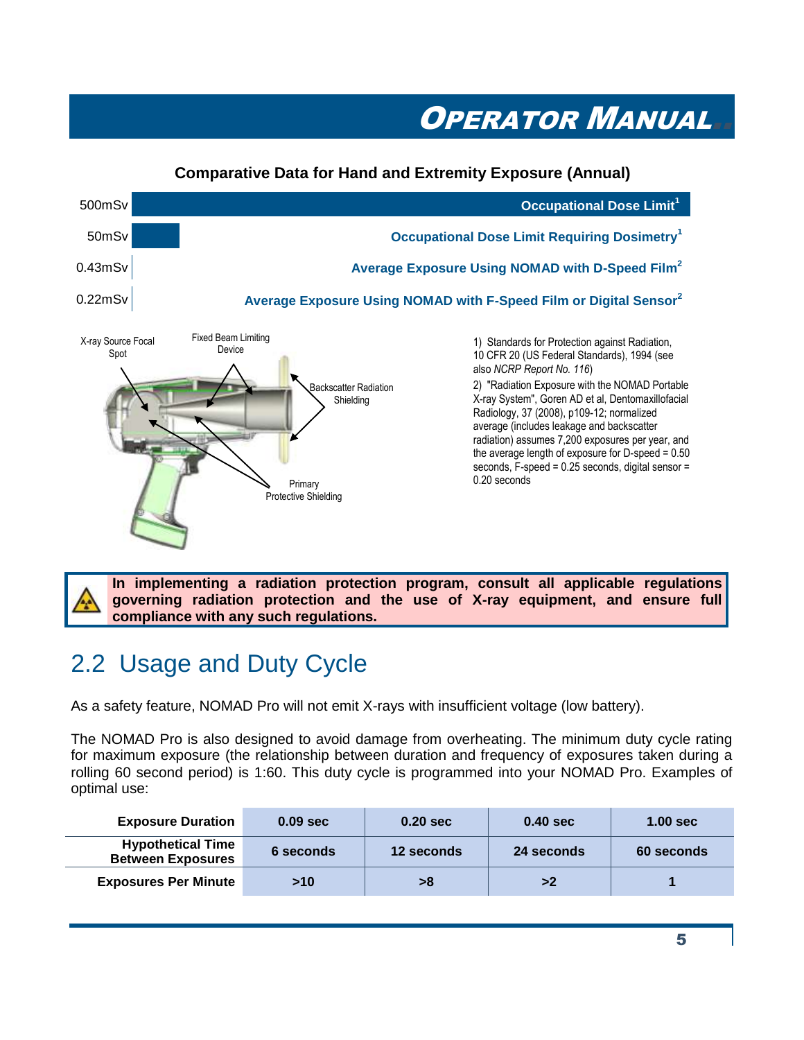### Comparative Data for Hand and Extremity Exposure (Annual)

| Dose | Description |
|---|---|
| 500mSv | Occupational Dose Limit[1] |
| 50mSv | Occupational Dose Limit Requiring Dosimetry[1] |
| 0.43mSv | Average Exposure Using NOMAD with D-Speed Film[2] |
| 0.22mSv | Average Exposure Using NOMAD with F-Speed Film or Digital Sensor[2] |

X-ray Source Focal Spot

Fixed Beam Limiting Device

Backscatter Radiation Shielding

Primary Protective Shielding

1) Standards for Protection against Radiation, 10 CFR 20 (US Federal Standards), 1994 (see also *NCRP Report No. 116*)

2) "Radiation Exposure with the NOMAD Portable X-ray System", Goren AD et al, Dentomaxillofacial Radiology, 37 (2008), p109-12; normalized average (includes leakage and backscatter radiation) assumes 7,200 exposures per year, and the average length of exposure for D-speed = 0.50 seconds, F-speed = 0.25 seconds, digital sensor = 0.20 seconds

**In implementing a radiation protection program, consult all applicable regulations governing radiation protection and the use of X-ray equipment, and ensure full compliance with any such regulations.**

## 2.2 Usage and Duty Cycle

As a safety feature, NOMAD Pro will not emit X-rays with insufficient voltage (low battery).

The NOMAD Pro is also designed to avoid damage from overheating. The minimum duty cycle rating for maximum exposure (the relationship between duration and frequency of exposures taken during a rolling 60 second period) is 1:60. This duty cycle is programmed into your NOMAD Pro. Examples of optimal use:

| Exposure Duration | 0.09 sec | 0.20 sec | 0.40 sec | 1.00 sec |
|---|---|---|---|---|
| Hypothetical Time Between Exposures | 6 seconds | 12 seconds | 24 seconds | 60 seconds |
| Exposures Per Minute | >10 | >8 | >2 | 1 |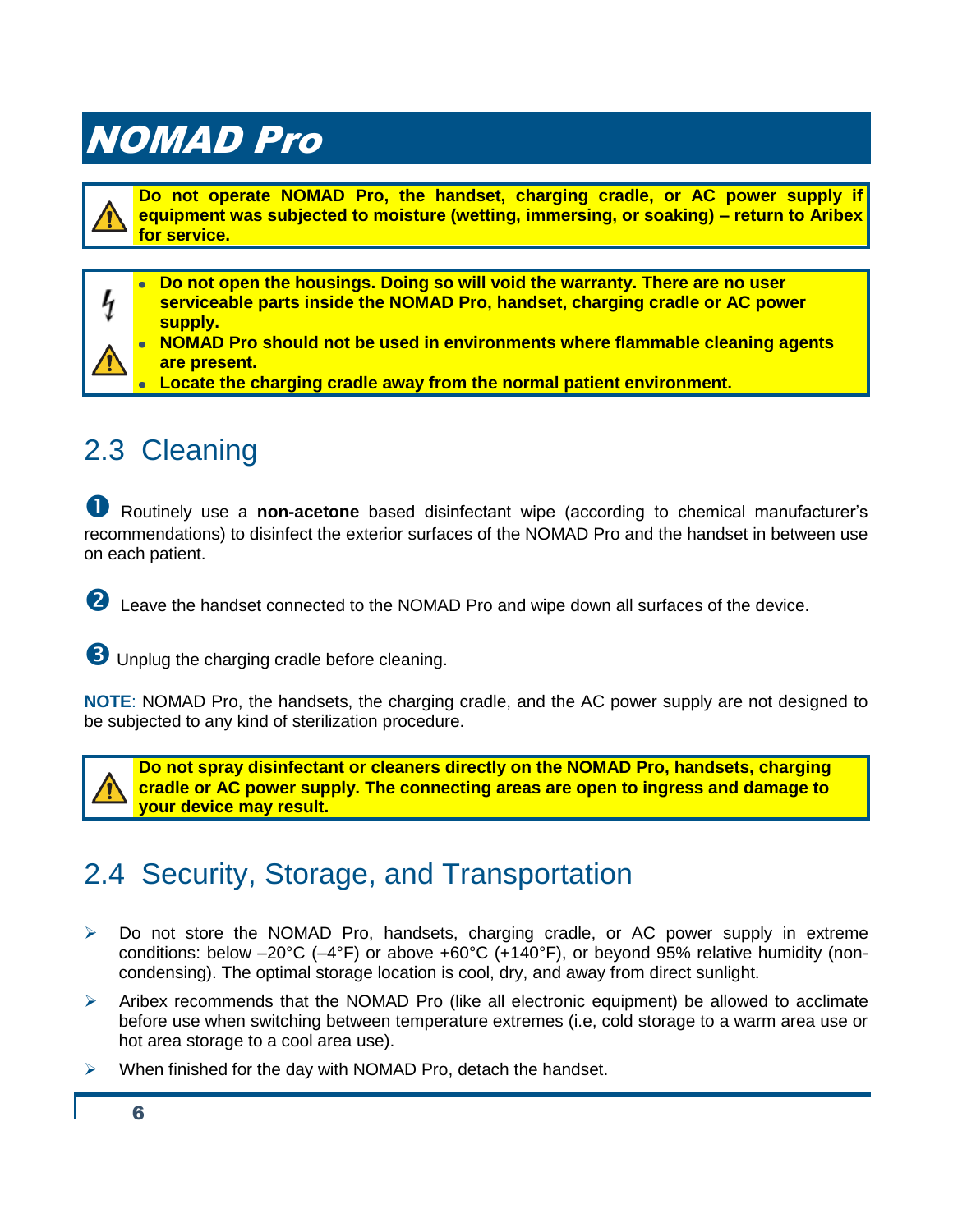# NOMAD Pro

**Do not operate NOMAD Pro, the handset, charging cradle, or AC power supply if equipment was subjected to moisture (wetting, immersing, or soaking) – return to Aribex for service.**

- **Do not open the housings. Doing so will void the warranty. There are no user serviceable parts inside the NOMAD Pro, handset, charging cradle or AC power supply.**
- **NOMAD Pro should not be used in environments where flammable cleaning agents are present.**
- **Locate the charging cradle away from the normal patient environment.**

## 2.3 Cleaning

➊ Routinely use a **non-acetone** based disinfectant wipe (according to chemical manufacturer's recommendations) to disinfect the exterior surfaces of the NOMAD Pro and the handset in between use on each patient.

➋ Leave the handset connected to the NOMAD Pro and wipe down all surfaces of the device.

➌ Unplug the charging cradle before cleaning.

**NOTE**: NOMAD Pro, the handsets, the charging cradle, and the AC power supply are not designed to be subjected to any kind of sterilization procedure.

**Do not spray disinfectant or cleaners directly on the NOMAD Pro, handsets, charging cradle or AC power supply. The connecting areas are open to ingress and damage to your device may result.**

## 2.4 Security, Storage, and Transportation

- Do not store the NOMAD Pro, handsets, charging cradle, or AC power supply in extreme conditions: below –20°C (–4°F) or above +60°C (+140°F), or beyond 95% relative humidity (non-condensing). The optimal storage location is cool, dry, and away from direct sunlight.
- Aribex recommends that the NOMAD Pro (like all electronic equipment) be allowed to acclimate before use when switching between temperature extremes (i.e, cold storage to a warm area use or hot area storage to a cool area use).
- When finished for the day with NOMAD Pro, detach the handset.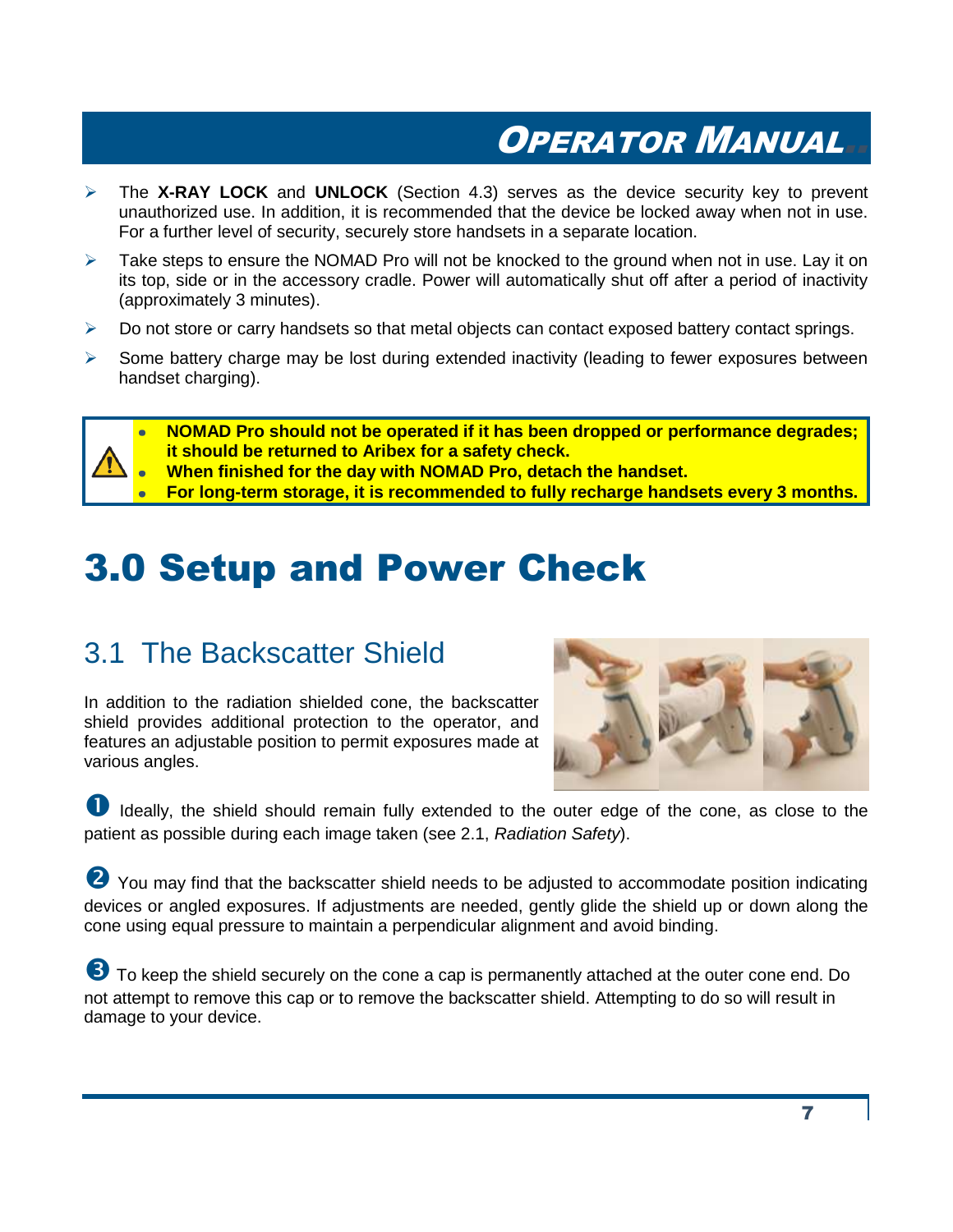- The **X-RAY LOCK** and **UNLOCK** (Section 4.3) serves as the device security key to prevent unauthorized use. In addition, it is recommended that the device be locked away when not in use. For a further level of security, securely store handsets in a separate location.
- Take steps to ensure the NOMAD Pro will not be knocked to the ground when not in use. Lay it on its top, side or in the accessory cradle. Power will automatically shut off after a period of inactivity (approximately 3 minutes).
- Do not store or carry handsets so that metal objects can contact exposed battery contact springs.
- Some battery charge may be lost during extended inactivity (leading to fewer exposures between handset charging).

> ⚠
> - **NOMAD Pro should not be operated if it has been dropped or performance degrades; it should be returned to Aribex for a safety check.**
> - **When finished for the day with NOMAD Pro, detach the handset.**
> - **For long-term storage, it is recommended to fully recharge handsets every 3 months.**

# 3.0 Setup and Power Check

## 3.1 The Backscatter Shield

In addition to the radiation shielded cone, the backscatter shield provides additional protection to the operator, and features an adjustable position to permit exposures made at various angles.

❶ Ideally, the shield should remain fully extended to the outer edge of the cone, as close to the patient as possible during each image taken (see 2.1, *Radiation Safety*).

❷ You may find that the backscatter shield needs to be adjusted to accommodate position indicating devices or angled exposures. If adjustments are needed, gently glide the shield up or down along the cone using equal pressure to maintain a perpendicular alignment and avoid binding.

❸ To keep the shield securely on the cone a cap is permanently attached at the outer cone end. Do not attempt to remove this cap or to remove the backscatter shield. Attempting to do so will result in damage to your device.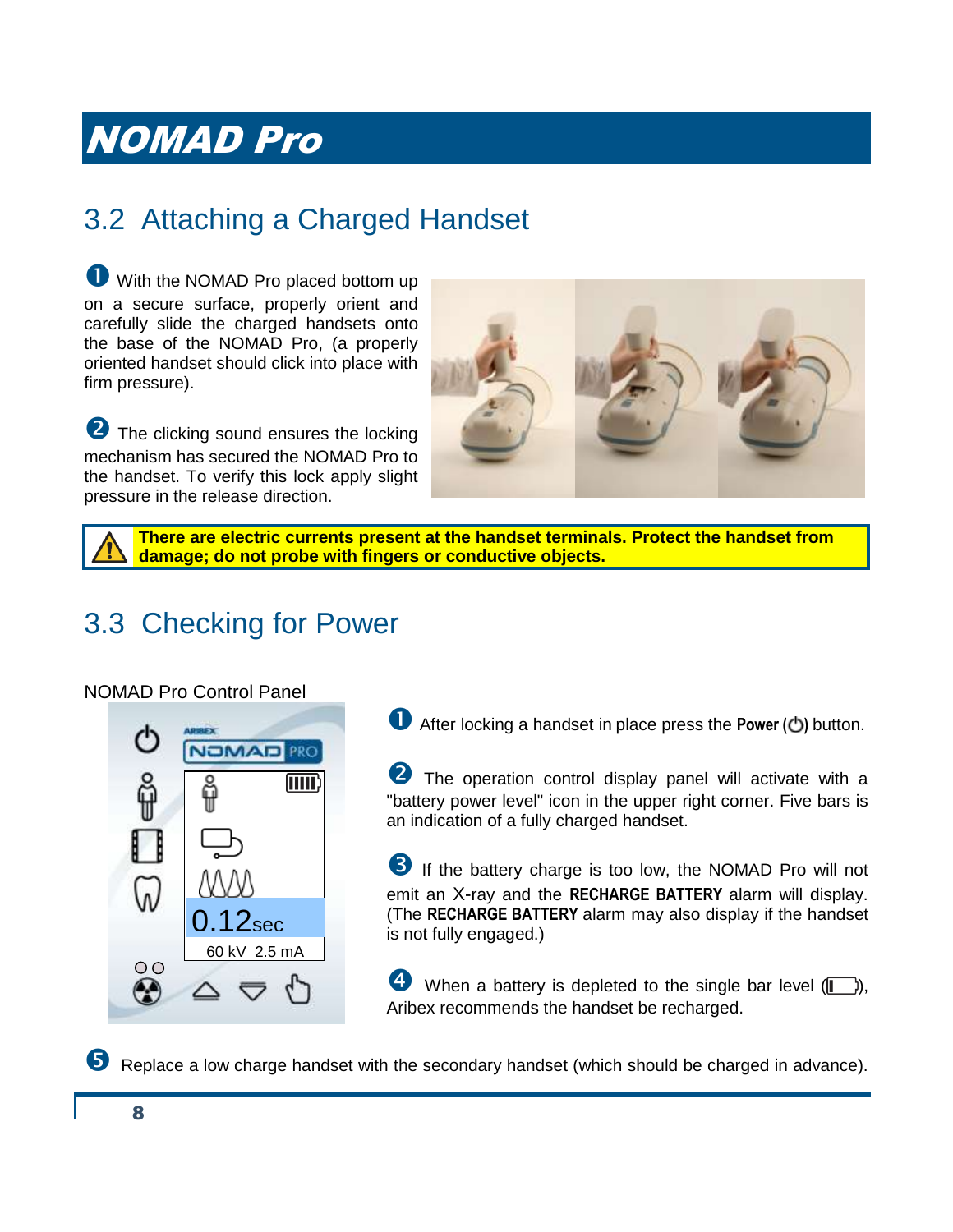# NOMAD Pro

## 3.2 Attaching a Charged Handset

❶ With the NOMAD Pro placed bottom up on a secure surface, properly orient and carefully slide the charged handsets onto the base of the NOMAD Pro, (a properly oriented handset should click into place with firm pressure).

❷ The clicking sound ensures the locking mechanism has secured the NOMAD Pro to the handset. To verify this lock apply slight pressure in the release direction.

> ⚠ **There are electric currents present at the handset terminals. Protect the handset from damage; do not probe with fingers or conductive objects.**

## 3.3 Checking for Power

NOMAD Pro Control Panel

❶ After locking a handset in place press the **Power** (⏻) button.

❷ The operation control display panel will activate with a "battery power level" icon in the upper right corner. Five bars is an indication of a fully charged handset.

❸ If the battery charge is too low, the NOMAD Pro will not emit an X-ray and the **RECHARGE BATTERY** alarm will display. (The **RECHARGE BATTERY** alarm may also display if the handset is not fully engaged.)

❹ When a battery is depleted to the single bar level (▌), Aribex recommends the handset be recharged.

❺ Replace a low charge handset with the secondary handset (which should be charged in advance).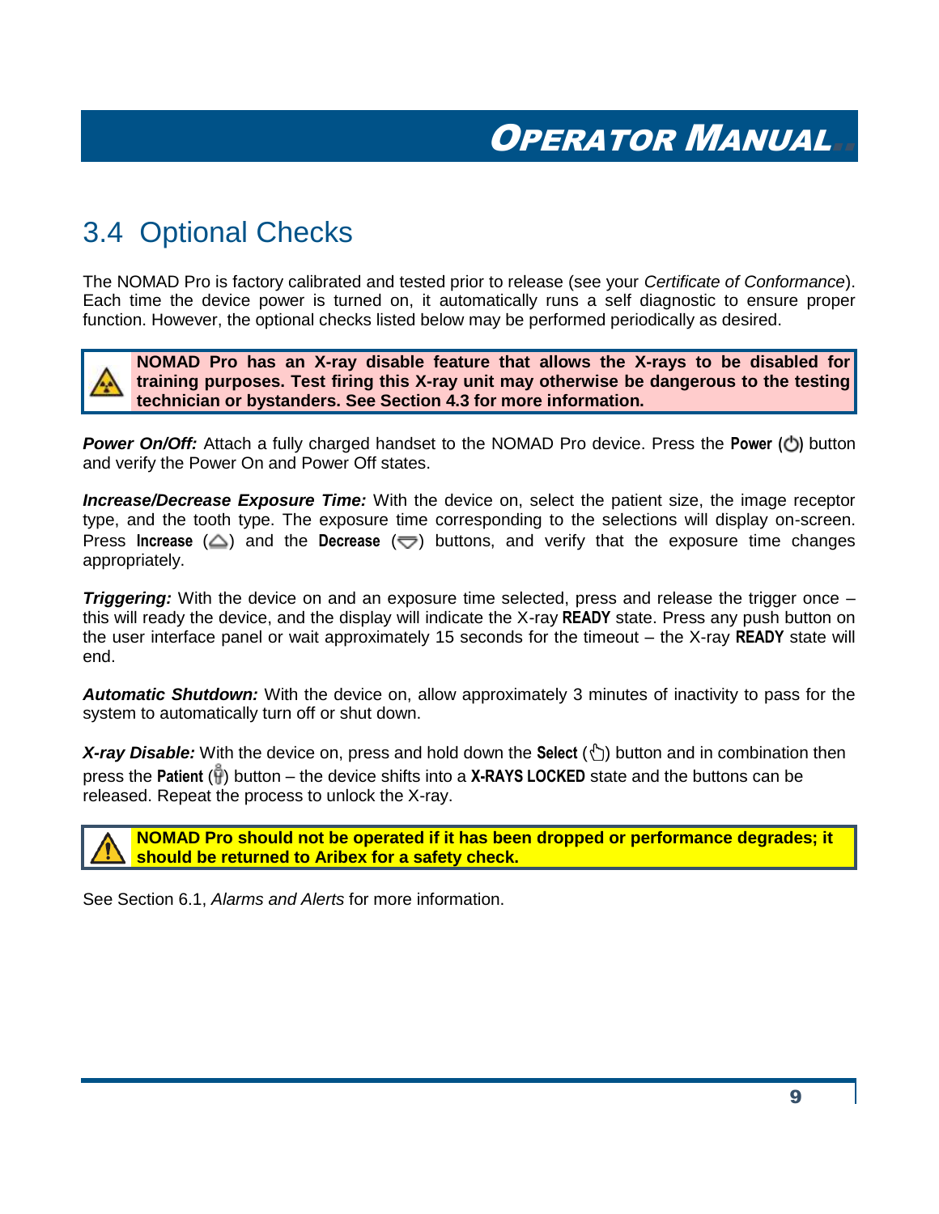## 3.4 Optional Checks

The NOMAD Pro is factory calibrated and tested prior to release (see your *Certificate of Conformance*). Each time the device power is turned on, it automatically runs a self diagnostic to ensure proper function. However, the optional checks listed below may be performed periodically as desired.

> **NOMAD Pro has an X-ray disable feature that allows the X-rays to be disabled for training purposes. Test firing this X-ray unit may otherwise be dangerous to the testing technician or bystanders. See Section 4.3 for more information.**

***Power On/Off:*** Attach a fully charged handset to the NOMAD Pro device. Press the **Power** (⏻) button and verify the Power On and Power Off states.

***Increase/Decrease Exposure Time:*** With the device on, select the patient size, the image receptor type, and the tooth type. The exposure time corresponding to the selections will display on-screen. Press **Increase** (△) and the **Decrease** (▽) buttons, and verify that the exposure time changes appropriately.

***Triggering:*** With the device on and an exposure time selected, press and release the trigger once – this will ready the device, and the display will indicate the X-ray **READY** state. Press any push button on the user interface panel or wait approximately 15 seconds for the timeout – the X-ray **READY** state will end.

***Automatic Shutdown:*** With the device on, allow approximately 3 minutes of inactivity to pass for the system to automatically turn off or shut down.

***X-ray Disable:*** With the device on, press and hold down the **Select** button and in combination then press the **Patient** button – the device shifts into a **X-RAYS LOCKED** state and the buttons can be released. Repeat the process to unlock the X-ray.

> **NOMAD Pro should not be operated if it has been dropped or performance degrades; it should be returned to Aribex for a safety check.**

See Section 6.1, *Alarms and Alerts* for more information.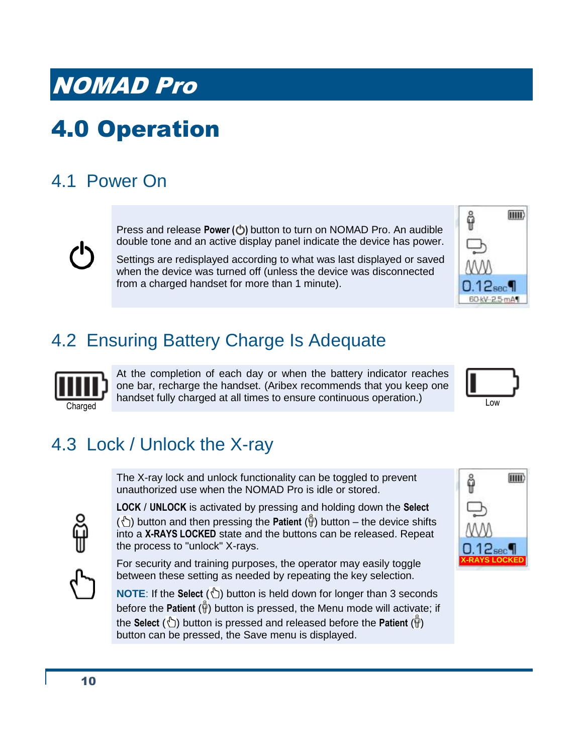# NOMAD Pro

# 4.0 Operation

## 4.1 Power On

Press and release **Power** (⏻) button to turn on NOMAD Pro. An audible double tone and an active display panel indicate the device has power.

Settings are redisplayed according to what was last displayed or saved when the device was turned off (unless the device was disconnected from a charged handset for more than 1 minute).

## 4.2 Ensuring Battery Charge Is Adequate

Charged

At the completion of each day or when the battery indicator reaches one bar, recharge the handset. (Aribex recommends that you keep one handset fully charged at all times to ensure continuous operation.)

Low

## 4.3 Lock / Unlock the X-ray

The X-ray lock and unlock functionality can be toggled to prevent unauthorized use when the NOMAD Pro is idle or stored.

**LOCK** / **UNLOCK** is activated by pressing and holding down the **Select** (☝) button and then pressing the **Patient** (🚹) button – the device shifts into a **X-RAYS LOCKED** state and the buttons can be released. Repeat the process to "unlock" X-rays.

For security and training purposes, the operator may easily toggle between these setting as needed by repeating the key selection.

**NOTE**: If the **Select** (☝) button is held down for longer than 3 seconds before the **Patient** (🚹) button is pressed, the Menu mode will activate; if the **Select** (☝) button is pressed and released before the **Patient** (🚹) button can be pressed, the Save menu is displayed.

X-RAYS LOCKED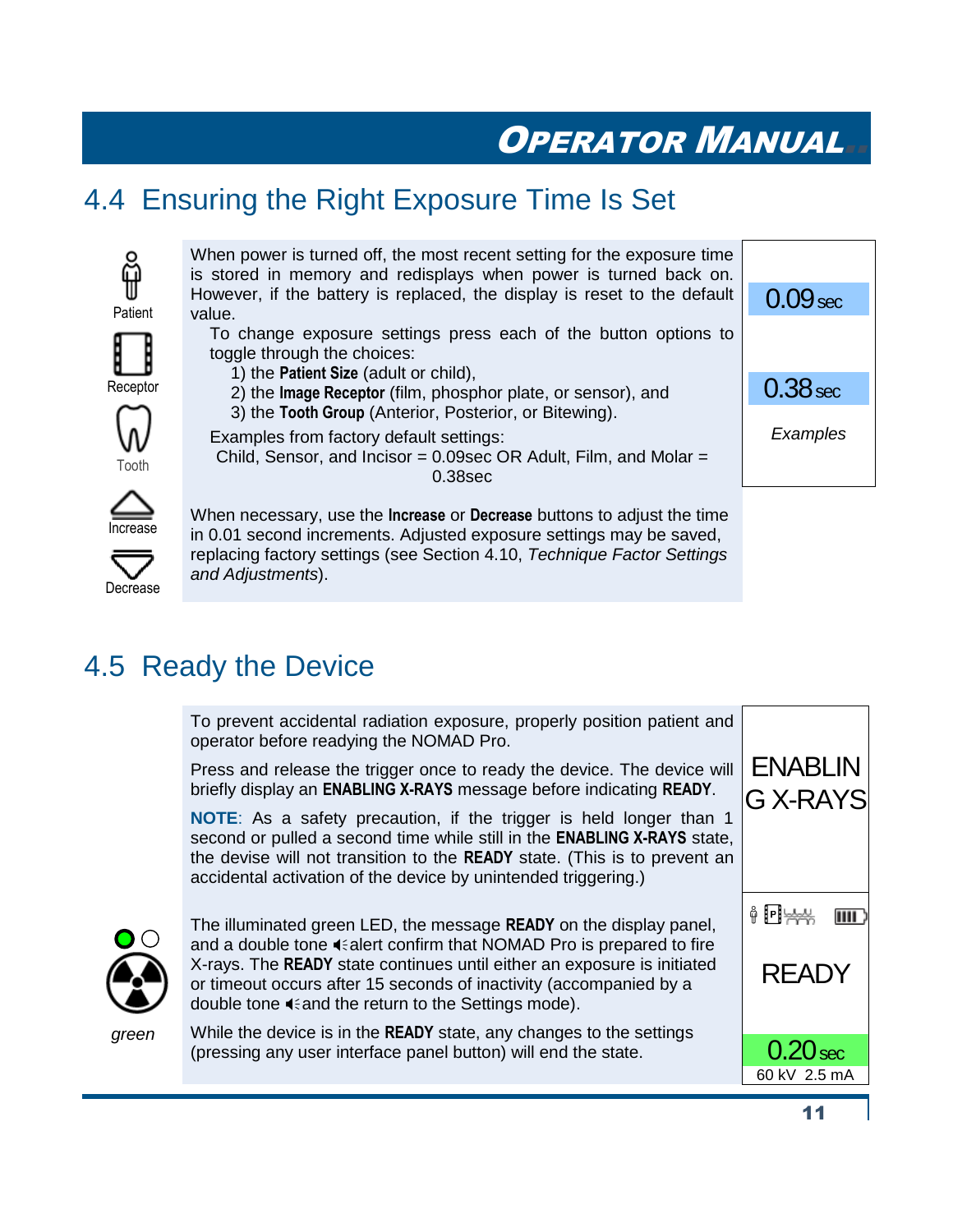## 4.4 Ensuring the Right Exposure Time Is Set

Patient

Receptor

Tooth

Increase

Decrease

When power is turned off, the most recent setting for the exposure time is stored in memory and redisplays when power is turned back on. However, if the battery is replaced, the display is reset to the default value.

To change exposure settings press each of the button options to toggle through the choices:

1) the **Patient Size** (adult or child),
2) the **Image Receptor** (film, phosphor plate, or sensor), and
3) the **Tooth Group** (Anterior, Posterior, or Bitewing).

Examples from factory default settings:
Child, Sensor, and Incisor = 0.09sec OR Adult, Film, and Molar = 0.38sec

0.09 sec

0.38 sec

*Examples*

When necessary, use the **Increase** or **Decrease** buttons to adjust the time in 0.01 second increments. Adjusted exposure settings may be saved, replacing factory settings (see Section 4.10, *Technique Factor Settings and Adjustments*).

## 4.5 Ready the Device

To prevent accidental radiation exposure, properly position patient and operator before readying the NOMAD Pro.

Press and release the trigger once to ready the device. The device will briefly display an **ENABLING X-RAYS** message before indicating **READY**.

**NOTE**: As a safety precaution, if the trigger is held longer than 1 second or pulled a second time while still in the **ENABLING X-RAYS** state, the devise will not transition to the **READY** state. (This is to prevent an accidental activation of the device by unintended triggering.)

ENABLING X-RAYS

The illuminated green LED, the message **READY** on the display panel, and a double tone alert confirm that NOMAD Pro is prepared to fire X-rays. The **READY** state continues until either an exposure is initiated or timeout occurs after 15 seconds of inactivity (accompanied by a double tone and the return to the Settings mode).

While the device is in the **READY** state, any changes to the settings (pressing any user interface panel button) will end the state.

*green*

READY

0.20 sec

60 kV 2.5 mA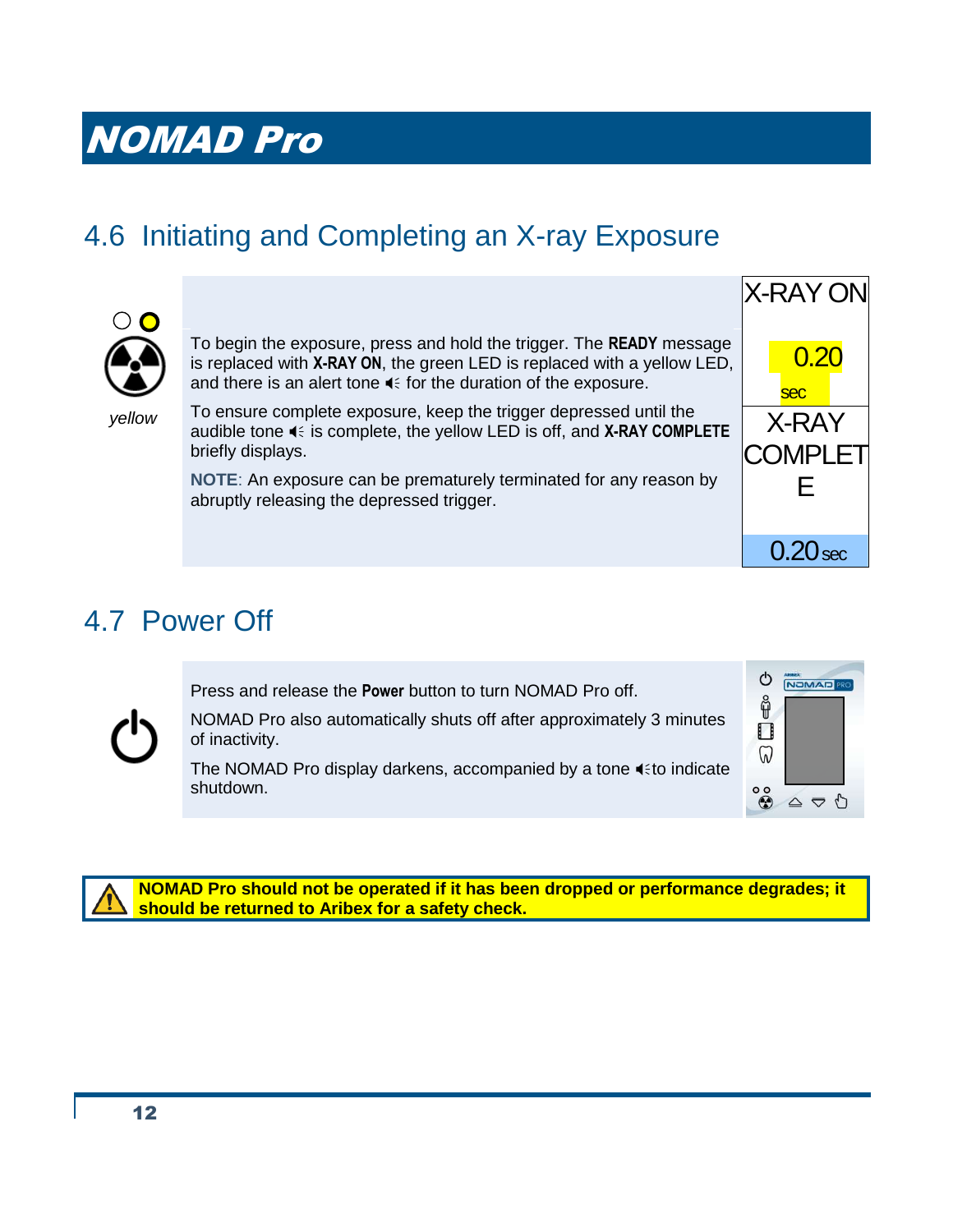## 4.6 Initiating and Completing an X-ray Exposure

yellow

To begin the exposure, press and hold the trigger. The **READY** message is replaced with **X-RAY ON**, the green LED is replaced with a yellow LED, and there is an alert tone for the duration of the exposure.

To ensure complete exposure, keep the trigger depressed until the audible tone is complete, the yellow LED is off, and **X-RAY COMPLETE** briefly displays.

**NOTE**: An exposure can be prematurely terminated for any reason by abruptly releasing the depressed trigger.

X-RAY ON

0.20 sec

X-RAY COMPLETE

0.20 sec

## 4.7 Power Off

Press and release the **Power** button to turn NOMAD Pro off.

NOMAD Pro also automatically shuts off after approximately 3 minutes of inactivity.

The NOMAD Pro display darkens, accompanied by a tone to indicate shutdown.

**NOMAD Pro should not be operated if it has been dropped or performance degrades; it should be returned to Aribex for a safety check.**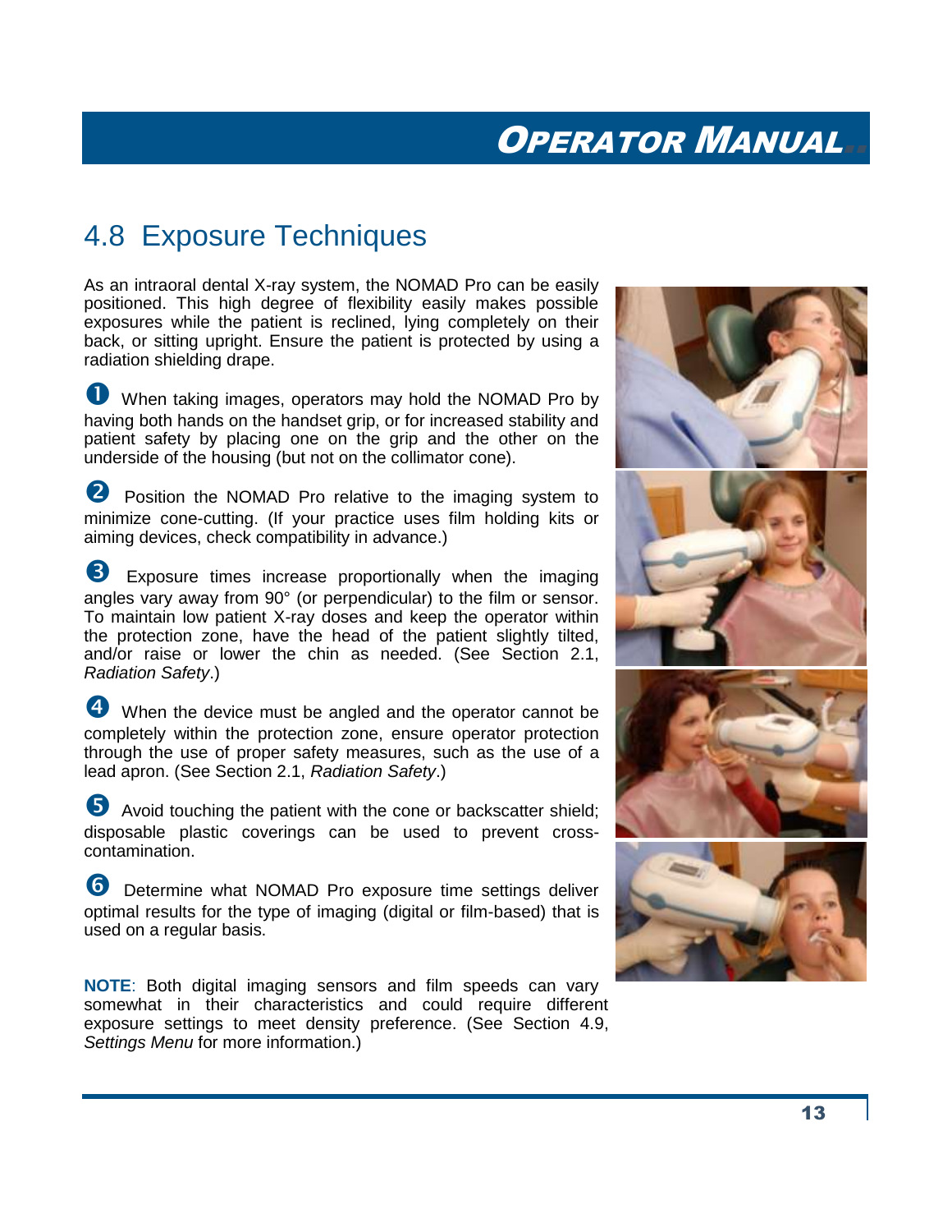## 4.8 Exposure Techniques

As an intraoral dental X-ray system, the NOMAD Pro can be easily positioned. This high degree of flexibility easily makes possible exposures while the patient is reclined, lying completely on their back, or sitting upright. Ensure the patient is protected by using a radiation shielding drape.

❶ When taking images, operators may hold the NOMAD Pro by having both hands on the handset grip, or for increased stability and patient safety by placing one on the grip and the other on the underside of the housing (but not on the collimator cone).

❷ Position the NOMAD Pro relative to the imaging system to minimize cone-cutting. (If your practice uses film holding kits or aiming devices, check compatibility in advance.)

❸ Exposure times increase proportionally when the imaging angles vary away from 90° (or perpendicular) to the film or sensor. To maintain low patient X-ray doses and keep the operator within the protection zone, have the head of the patient slightly tilted, and/or raise or lower the chin as needed. (See Section 2.1, *Radiation Safety*.)

❹ When the device must be angled and the operator cannot be completely within the protection zone, ensure operator protection through the use of proper safety measures, such as the use of a lead apron. (See Section 2.1, *Radiation Safety*.)

❺ Avoid touching the patient with the cone or backscatter shield; disposable plastic coverings can be used to prevent cross-contamination.

❻ Determine what NOMAD Pro exposure time settings deliver optimal results for the type of imaging (digital or film-based) that is used on a regular basis.

**NOTE**: Both digital imaging sensors and film speeds can vary somewhat in their characteristics and could require different exposure settings to meet density preference. (See Section 4.9, *Settings Menu* for more information.)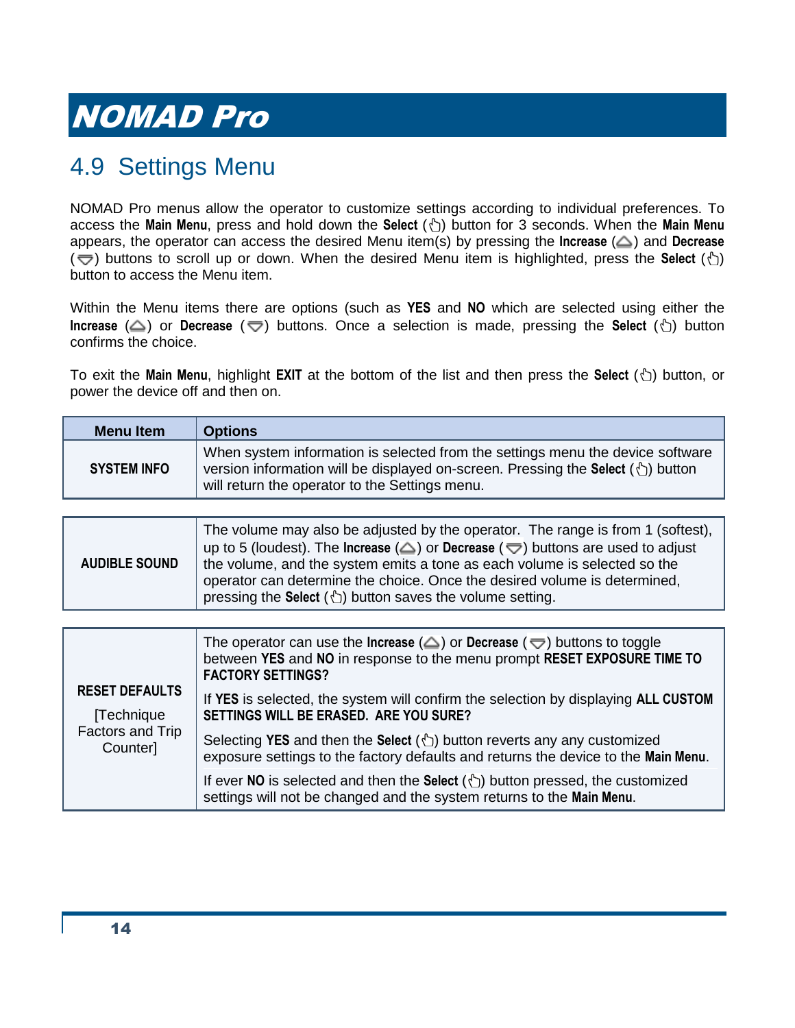# 4.9 Settings Menu

NOMAD Pro menus allow the operator to customize settings according to individual preferences. To access the **Main Menu**, press and hold down the **Select** (👆) button for 3 seconds. When the **Main Menu** appears, the operator can access the desired Menu item(s) by pressing the **Increase** (△) and **Decrease** (▽) buttons to scroll up or down. When the desired Menu item is highlighted, press the **Select** (👆) button to access the Menu item.

Within the Menu items there are options (such as **YES** and **NO** which are selected using either the **Increase** (△) or **Decrease** (▽) buttons. Once a selection is made, pressing the **Select** (👆) button confirms the choice.

To exit the **Main Menu**, highlight **EXIT** at the bottom of the list and then press the **Select** (👆) button, or power the device off and then on.

| Menu Item | Options |
|---|---|
| **SYSTEM INFO** | When system information is selected from the settings menu the device software version information will be displayed on-screen. Pressing the **Select** (👆) button will return the operator to the Settings menu. |
| **AUDIBLE SOUND** | The volume may also be adjusted by the operator. The range is from 1 (softest), up to 5 (loudest). The **Increase** (△) or **Decrease** (▽) buttons are used to adjust the volume, and the system emits a tone as each volume is selected so the operator can determine the choice. Once the desired volume is determined, pressing the **Select** (👆) button saves the volume setting. |
| **RESET DEFAULTS** [Technique Factors and Trip Counter] | The operator can use the **Increase** (△) or **Decrease** (▽) buttons to toggle between **YES** and **NO** in response to the menu prompt **RESET EXPOSURE TIME TO FACTORY SETTINGS?** If **YES** is selected, the system will confirm the selection by displaying **ALL CUSTOM SETTINGS WILL BE ERASED. ARE YOU SURE?** Selecting **YES** and then the **Select** (👆) button reverts any any customized exposure settings to the factory defaults and returns the device to the **Main Menu**. If ever **NO** is selected and then the **Select** (👆) button pressed, the customized settings will not be changed and the system returns to the **Main Menu**. |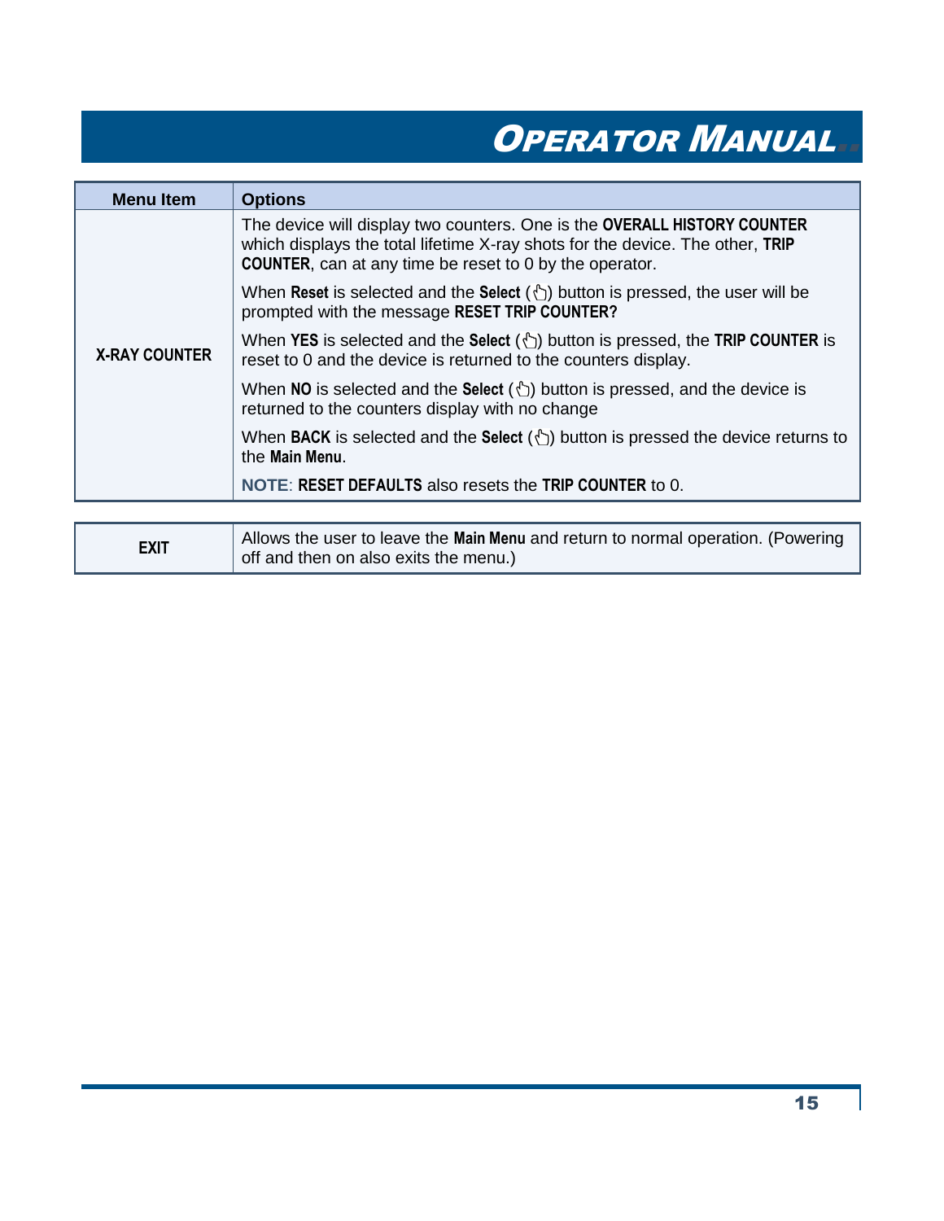| Menu Item | Options |
|---|---|
| **X-RAY COUNTER** | The device will display two counters. One is the **OVERALL HISTORY COUNTER** which displays the total lifetime X-ray shots for the device. The other, **TRIP COUNTER**, can at any time be reset to 0 by the operator.<br><br>When **Reset** is selected and the **Select** (☝) button is pressed, the user will be prompted with the message **RESET TRIP COUNTER?**<br><br>When **YES** is selected and the **Select** (☝) button is pressed, the **TRIP COUNTER** is reset to 0 and the device is returned to the counters display.<br><br>When **NO** is selected and the **Select** (☝) button is pressed, and the device is returned to the counters display with no change<br><br>When **BACK** is selected and the **Select** (☝) button is pressed the device returns to the **Main Menu**.<br><br>**NOTE**: **RESET DEFAULTS** also resets the **TRIP COUNTER** to 0. |

| | |
|---|---|
| **EXIT** | Allows the user to leave the **Main Menu** and return to normal operation. (Powering off and then on also exits the menu.) |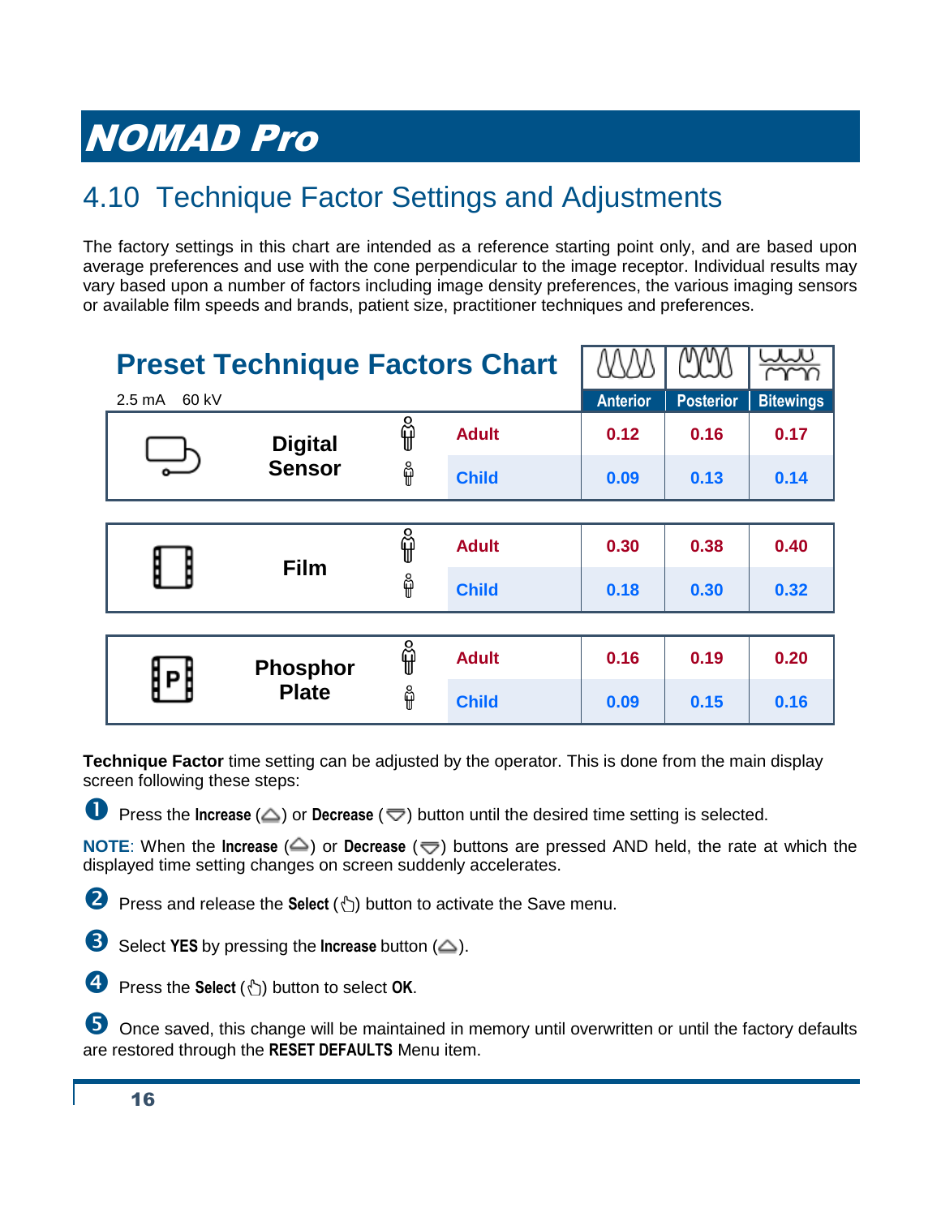# NOMAD Pro

## 4.10 Technique Factor Settings and Adjustments

The factory settings in this chart are intended as a reference starting point only, and are based upon average preferences and use with the cone perpendicular to the image receptor. Individual results may vary based upon a number of factors including image density preferences, the various imaging sensors or available film speeds and brands, patient size, practitioner techniques and preferences.

### Preset Technique Factors Chart

2.5 mA 60 kV

| Receptor | Patient | Anterior | Posterior | Bitewings |
|---|---|---|---|---|
| Digital Sensor | Adult | 0.12 | 0.16 | 0.17 |
| | Child | 0.09 | 0.13 | 0.14 |
| Film | Adult | 0.30 | 0.38 | 0.40 |
| | Child | 0.18 | 0.30 | 0.32 |
| Phosphor Plate | Adult | 0.16 | 0.19 | 0.20 |
| | Child | 0.09 | 0.15 | 0.16 |

**Technique Factor** time setting can be adjusted by the operator. This is done from the main display screen following these steps:

1. Press the **Increase** (△) or **Decrease** (▽) button until the desired time setting is selected.

**NOTE**: When the **Increase** (△) or **Decrease** (▽) buttons are pressed AND held, the rate at which the displayed time setting changes on screen suddenly accelerates.

2. Press and release the **Select** (☝) button to activate the Save menu.
3. Select **YES** by pressing the **Increase** button (△).
4. Press the **Select** (☝) button to select **OK**.
5. Once saved, this change will be maintained in memory until overwritten or until the factory defaults are restored through the **RESET DEFAULTS** Menu item.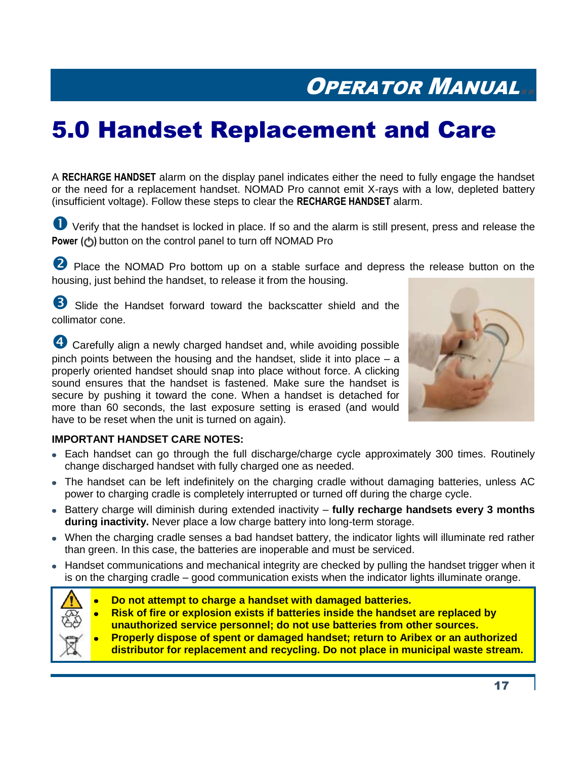# 5.0 Handset Replacement and Care

A **RECHARGE HANDSET** alarm on the display panel indicates either the need to fully engage the handset or the need for a replacement handset. NOMAD Pro cannot emit X-rays with a low, depleted battery (insufficient voltage). Follow these steps to clear the **RECHARGE HANDSET** alarm.

❶ Verify that the handset is locked in place. If so and the alarm is still present, press and release the **Power** (⏻) button on the control panel to turn off NOMAD Pro

❷ Place the NOMAD Pro bottom up on a stable surface and depress the release button on the housing, just behind the handset, to release it from the housing.

❸ Slide the Handset forward toward the backscatter shield and the collimator cone.

❹ Carefully align a newly charged handset and, while avoiding possible pinch points between the housing and the handset, slide it into place – a properly oriented handset should snap into place without force. A clicking sound ensures that the handset is fastened. Make sure the handset is secure by pushing it toward the cone. When a handset is detached for more than 60 seconds, the last exposure setting is erased (and would have to be reset when the unit is turned on again).

**IMPORTANT HANDSET CARE NOTES:**

- Each handset can go through the full discharge/charge cycle approximately 300 times. Routinely change discharged handset with fully charged one as needed.
- The handset can be left indefinitely on the charging cradle without damaging batteries, unless AC power to charging cradle is completely interrupted or turned off during the charge cycle.
- Battery charge will diminish during extended inactivity – **fully recharge handsets every 3 months during inactivity.** Never place a low charge battery into long-term storage.
- When the charging cradle senses a bad handset battery, the indicator lights will illuminate red rather than green. In this case, the batteries are inoperable and must be serviced.
- Handset communications and mechanical integrity are checked by pulling the handset trigger when it is on the charging cradle – good communication exists when the indicator lights illuminate orange.

- **Do not attempt to charge a handset with damaged batteries.**
- **Risk of fire or explosion exists if batteries inside the handset are replaced by unauthorized service personnel; do not use batteries from other sources.**
- **Properly dispose of spent or damaged handset; return to Aribex or an authorized distributor for replacement and recycling. Do not place in municipal waste stream.**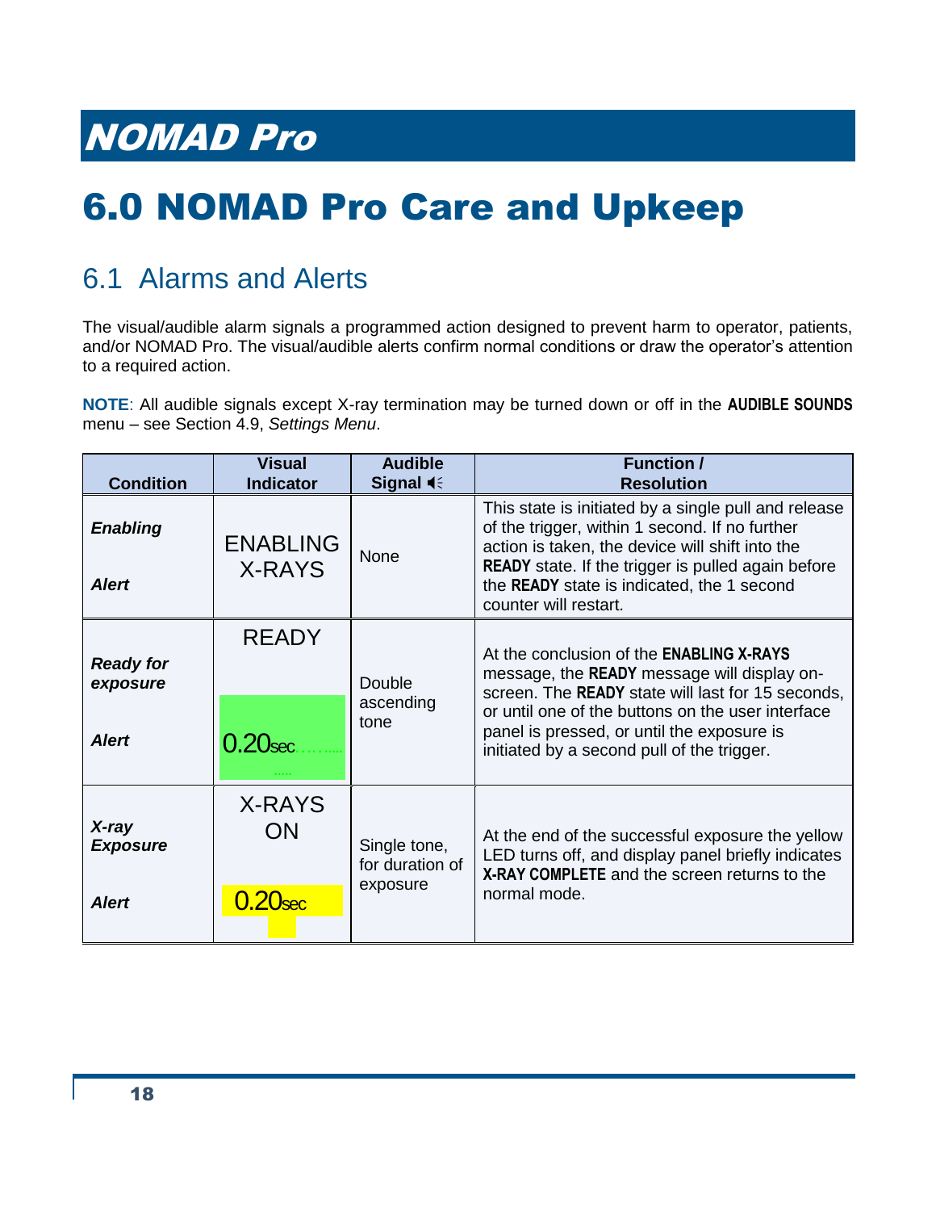# 6.0 NOMAD Pro Care and Upkeep

## 6.1 Alarms and Alerts

The visual/audible alarm signals a programmed action designed to prevent harm to operator, patients, and/or NOMAD Pro. The visual/audible alerts confirm normal conditions or draw the operator's attention to a required action.

**NOTE**: All audible signals except X-ray termination may be turned down or off in the **AUDIBLE SOUNDS** menu – see Section 4.9, *Settings Menu*.

| Condition | Visual Indicator | Audible Signal | Function / Resolution |
|---|---|---|---|
| ***Enabling*** ***Alert*** | ENABLING X-RAYS | None | This state is initiated by a single pull and release of the trigger, within 1 second. If no further action is taken, the device will shift into the **READY** state. If the trigger is pulled again before the **READY** state is indicated, the 1 second counter will restart. |
| ***Ready for exposure*** ***Alert*** | READY 0.20sec | Double ascending tone | At the conclusion of the **ENABLING X-RAYS** message, the **READY** message will display on-screen. The **READY** state will last for 15 seconds, or until one of the buttons on the user interface panel is pressed, or until the exposure is initiated by a second pull of the trigger. |
| ***X-ray Exposure*** ***Alert*** | X-RAYS ON 0.20sec | Single tone, for duration of exposure | At the end of the successful exposure the yellow LED turns off, and display panel briefly indicates **X-RAY COMPLETE** and the screen returns to the normal mode. |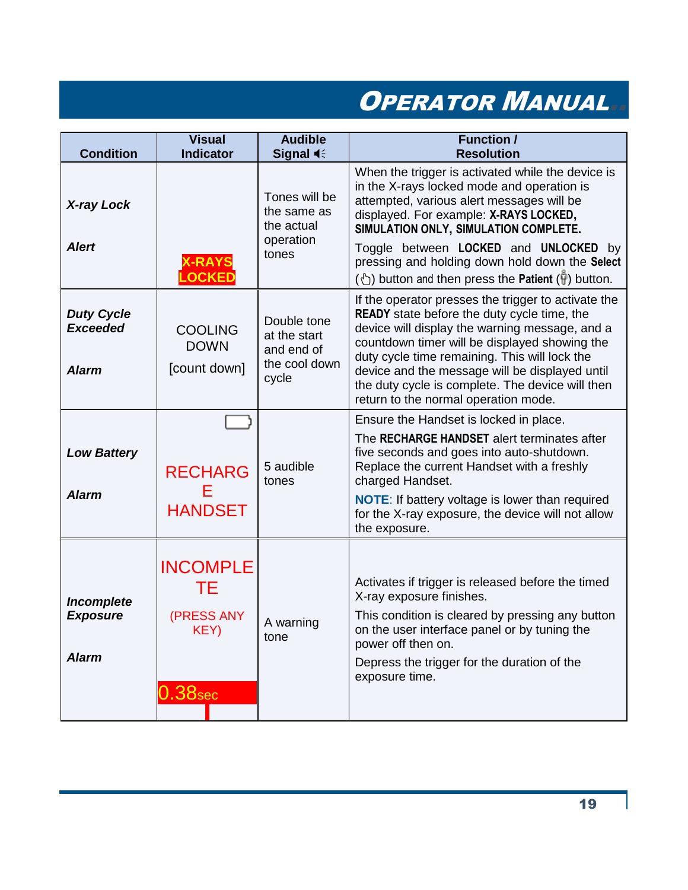| Condition | Visual Indicator | Audible Signal | Function / Resolution |
|---|---|---|---|
| ***X-ray Lock*** <br><br> ***Alert*** | **X-RAYS LOCKED** | Tones will be the same as the actual operation tones | When the trigger is activated while the device is in the X-rays locked mode and operation is attempted, various alert messages will be displayed. For example: **X-RAYS LOCKED, SIMULATION ONLY, SIMULATION COMPLETE.** <br><br> Toggle between **LOCKED** and **UNLOCKED** by pressing and holding down hold down the **Select** () button and then press the **Patient** () button. |
| ***Duty Cycle Exceeded*** <br><br> ***Alarm*** | COOLING DOWN <br><br> [count down] | Double tone at the start and end of the cool down cycle | If the operator presses the trigger to activate the **READY** state before the duty cycle time, the device will display the warning message, and a countdown timer will be displayed showing the duty cycle time remaining. This will lock the device and the message will be displayed until the duty cycle is complete. The device will then return to the normal operation mode. |
| ***Low Battery*** <br><br> ***Alarm*** | RECHARGE HANDSET | 5 audible tones | Ensure the Handset is locked in place. <br><br> The **RECHARGE HANDSET** alert terminates after five seconds and goes into auto-shutdown. Replace the current Handset with a freshly charged Handset. <br><br> **NOTE**: If battery voltage is lower than required for the X-ray exposure, the device will not allow the exposure. |
| ***Incomplete Exposure*** <br><br> ***Alarm*** | INCOMPLETE <br><br> (PRESS ANY KEY) <br><br> 0.38sec | A warning tone | Activates if trigger is released before the timed X-ray exposure finishes. <br><br> This condition is cleared by pressing any button on the user interface panel or by tuning the power off then on. <br><br> Depress the trigger for the duration of the exposure time. |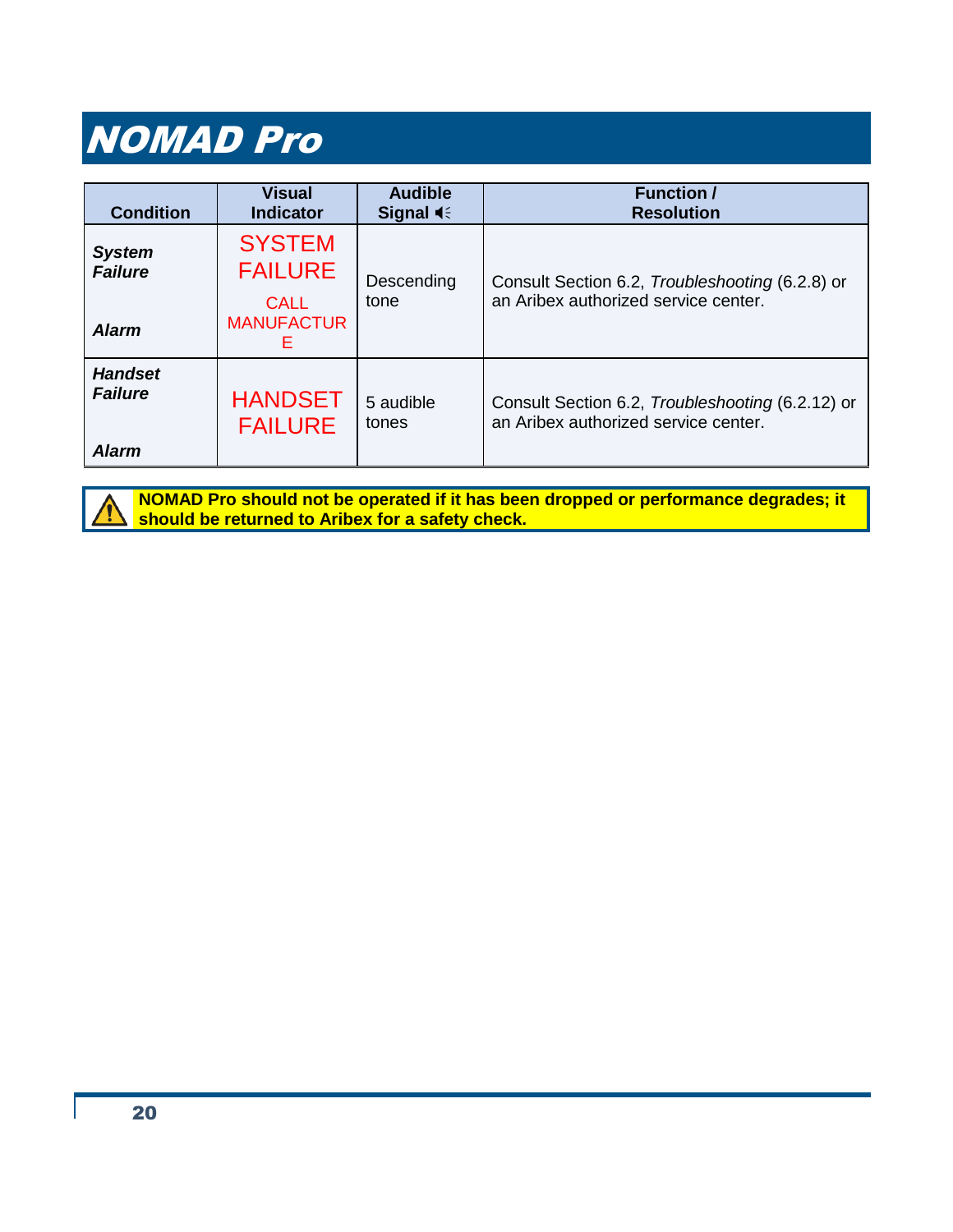# NOMAD Pro

| Condition | Visual Indicator | Audible Signal 🔈 | Function / Resolution |
|---|---|---|---|
| ***System Failure Alarm*** | SYSTEM FAILURE CALL MANUFACTURE | Descending tone | Consult Section 6.2, *Troubleshooting* (6.2.8) or an Aribex authorized service center. |
| ***Handset Failure Alarm*** | HANDSET FAILURE | 5 audible tones | Consult Section 6.2, *Troubleshooting* (6.2.12) or an Aribex authorized service center. |

⚠ **NOMAD Pro should not be operated if it has been dropped or performance degrades; it should be returned to Aribex for a safety check.**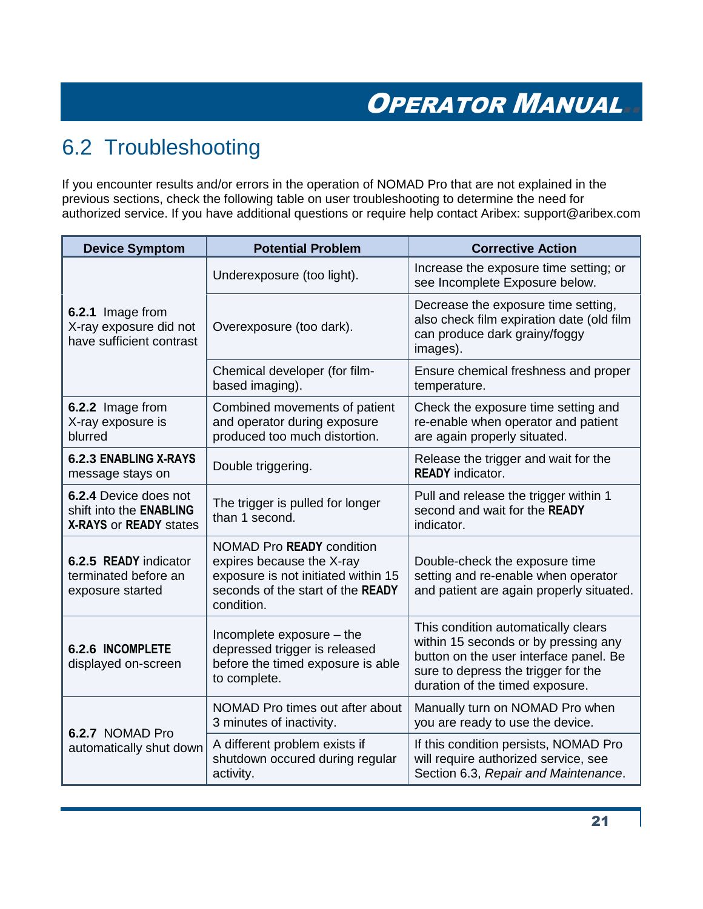## 6.2 Troubleshooting

If you encounter results and/or errors in the operation of NOMAD Pro that are not explained in the previous sections, check the following table on user troubleshooting to determine the need for authorized service. If you have additional questions or require help contact Aribex: support@aribex.com

| Device Symptom | Potential Problem | Corrective Action |
|---|---|---|
| **6.2.1** Image from X-ray exposure did not have sufficient contrast | Underexposure (too light). | Increase the exposure time setting; or see Incomplete Exposure below. |
| | Overexposure (too dark). | Decrease the exposure time setting, also check film expiration date (old film can produce dark grainy/foggy images). |
| | Chemical developer (for film-based imaging). | Ensure chemical freshness and proper temperature. |
| **6.2.2** Image from X-ray exposure is blurred | Combined movements of patient and operator during exposure produced too much distortion. | Check the exposure time setting and re-enable when operator and patient are again properly situated. |
| **6.2.3 ENABLING X-RAYS** message stays on | Double triggering. | Release the trigger and wait for the **READY** indicator. |
| **6.2.4** Device does not shift into the **ENABLING X-RAYS** or **READY** states | The trigger is pulled for longer than 1 second. | Pull and release the trigger within 1 second and wait for the **READY** indicator. |
| **6.2.5 READY** indicator terminated before an exposure started | NOMAD Pro **READY** condition expires because the X-ray exposure is not initiated within 15 seconds of the start of the **READY** condition. | Double-check the exposure time setting and re-enable when operator and patient are again properly situated. |
| **6.2.6 INCOMPLETE** displayed on-screen | Incomplete exposure – the depressed trigger is released before the timed exposure is able to complete. | This condition automatically clears within 15 seconds or by pressing any button on the user interface panel. Be sure to depress the trigger for the duration of the timed exposure. |
| **6.2.7** NOMAD Pro automatically shut down | NOMAD Pro times out after about 3 minutes of inactivity. | Manually turn on NOMAD Pro when you are ready to use the device. |
| | A different problem exists if shutdown occured during regular activity. | If this condition persists, NOMAD Pro will require authorized service, see Section 6.3, *Repair and Maintenance*. |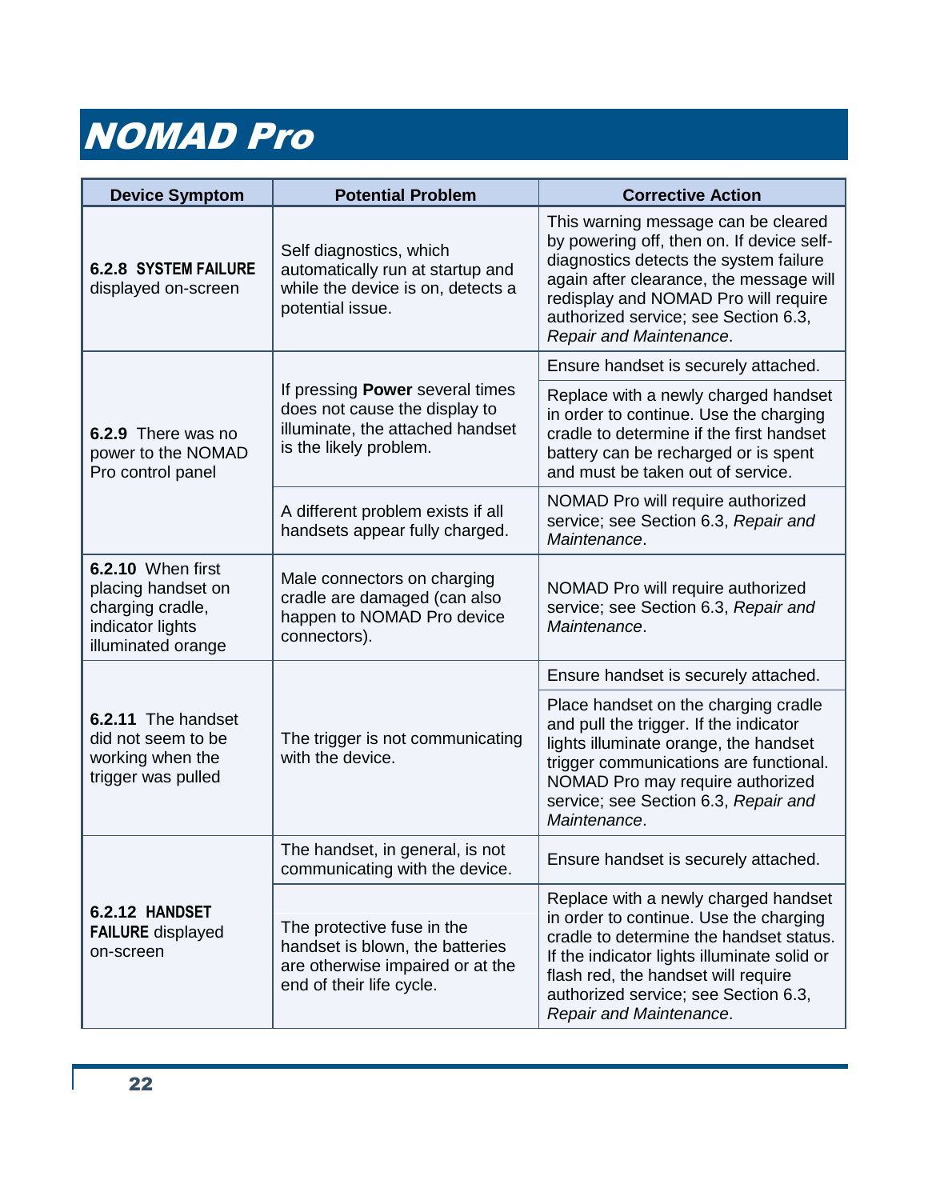# NOMAD Pro

| Device Symptom | Potential Problem | Corrective Action |
|---|---|---|
| **6.2.8 SYSTEM FAILURE** displayed on-screen | Self diagnostics, which automatically run at startup and while the device is on, detects a potential issue. | This warning message can be cleared by powering off, then on. If device self-diagnostics detects the system failure again after clearance, the message will redisplay and NOMAD Pro will require authorized service; see Section 6.3, *Repair and Maintenance*. |
| **6.2.9** There was no power to the NOMAD Pro control panel | If pressing **Power** several times does not cause the display to illuminate, the attached handset is the likely problem. | Ensure handset is securely attached. |
| | | Replace with a newly charged handset in order to continue. Use the charging cradle to determine if the first handset battery can be recharged or is spent and must be taken out of service. |
| | A different problem exists if all handsets appear fully charged. | NOMAD Pro will require authorized service; see Section 6.3, *Repair and Maintenance*. |
| **6.2.10** When first placing handset on charging cradle, indicator lights illuminated orange | Male connectors on charging cradle are damaged (can also happen to NOMAD Pro device connectors). | NOMAD Pro will require authorized service; see Section 6.3, *Repair and Maintenance*. |
| **6.2.11** The handset did not seem to be working when the trigger was pulled | The trigger is not communicating with the device. | Ensure handset is securely attached. |
| | | Place handset on the charging cradle and pull the trigger. If the indicator lights illuminate orange, the handset trigger communications are functional. NOMAD Pro may require authorized service; see Section 6.3, *Repair and Maintenance*. |
| **6.2.12 HANDSET FAILURE** displayed on-screen | The handset, in general, is not communicating with the device. | Ensure handset is securely attached. |
| | The protective fuse in the handset is blown, the batteries are otherwise impaired or at the end of their life cycle. | Replace with a newly charged handset in order to continue. Use the charging cradle to determine the handset status. If the indicator lights illuminate solid or flash red, the handset will require authorized service; see Section 6.3, *Repair and Maintenance*. |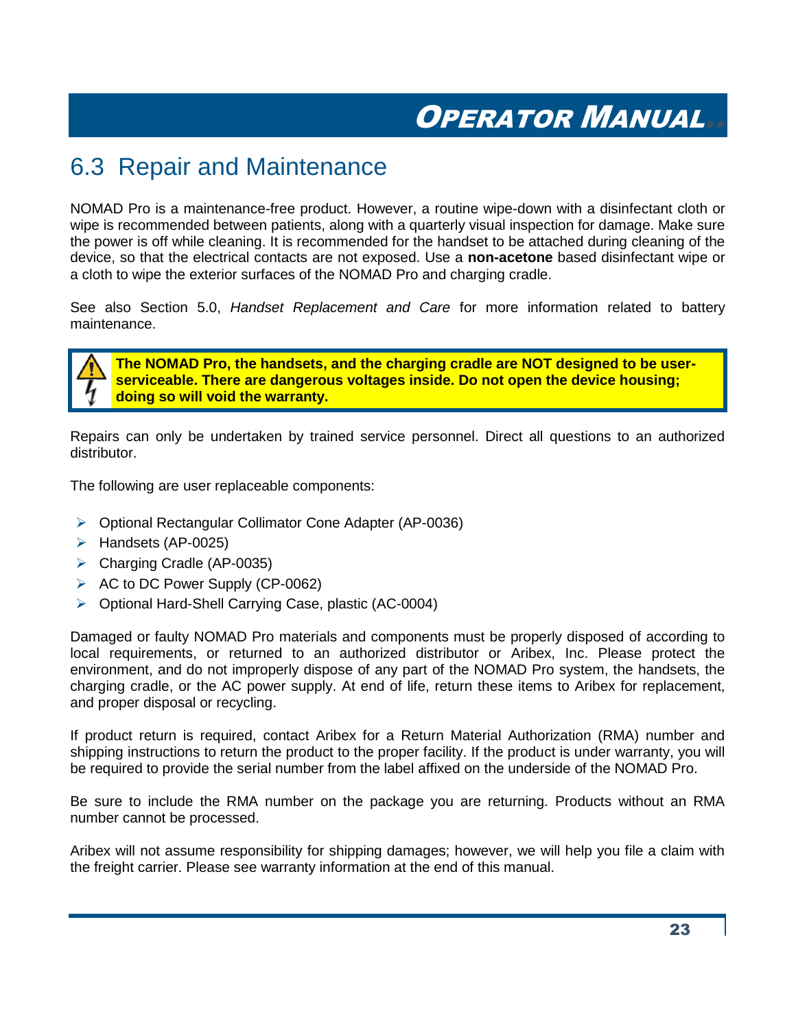## 6.3 Repair and Maintenance

NOMAD Pro is a maintenance-free product. However, a routine wipe-down with a disinfectant cloth or wipe is recommended between patients, along with a quarterly visual inspection for damage. Make sure the power is off while cleaning. It is recommended for the handset to be attached during cleaning of the device, so that the electrical contacts are not exposed. Use a **non-acetone** based disinfectant wipe or a cloth to wipe the exterior surfaces of the NOMAD Pro and charging cradle.

See also Section 5.0, *Handset Replacement and Care* for more information related to battery maintenance.

> **The NOMAD Pro, the handsets, and the charging cradle are NOT designed to be user-serviceable. There are dangerous voltages inside. Do not open the device housing; doing so will void the warranty.**

Repairs can only be undertaken by trained service personnel. Direct all questions to an authorized distributor.

The following are user replaceable components:

- Optional Rectangular Collimator Cone Adapter (AP-0036)
- Handsets (AP-0025)
- Charging Cradle (AP-0035)
- AC to DC Power Supply (CP-0062)
- Optional Hard-Shell Carrying Case, plastic (AC-0004)

Damaged or faulty NOMAD Pro materials and components must be properly disposed of according to local requirements, or returned to an authorized distributor or Aribex, Inc. Please protect the environment, and do not improperly dispose of any part of the NOMAD Pro system, the handsets, the charging cradle, or the AC power supply. At end of life, return these items to Aribex for replacement, and proper disposal or recycling.

If product return is required, contact Aribex for a Return Material Authorization (RMA) number and shipping instructions to return the product to the proper facility. If the product is under warranty, you will be required to provide the serial number from the label affixed on the underside of the NOMAD Pro.

Be sure to include the RMA number on the package you are returning. Products without an RMA number cannot be processed.

Aribex will not assume responsibility for shipping damages; however, we will help you file a claim with the freight carrier. Please see warranty information at the end of this manual.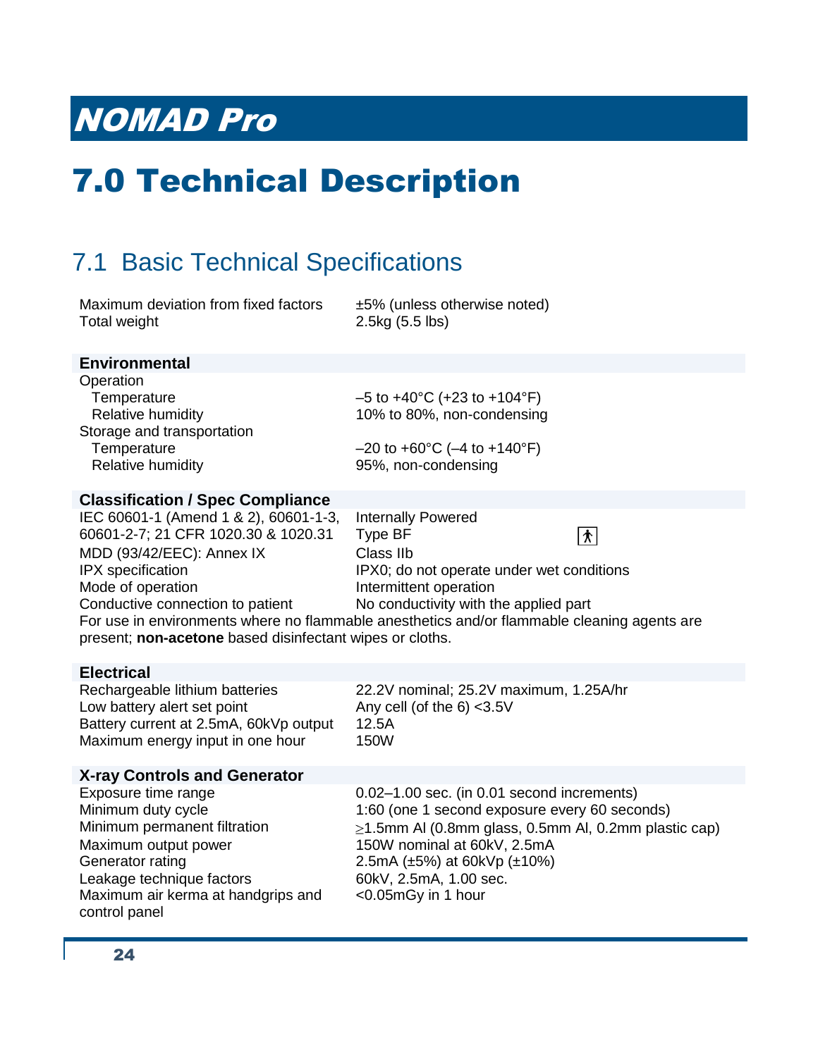# NOMAD Pro

# 7.0 Technical Description

## 7.1 Basic Technical Specifications

| | |
|---|---|
| Maximum deviation from fixed factors | ±5% (unless otherwise noted) |
| Total weight | 2.5kg (5.5 lbs) |

| **Environmental** | |
|---|---|
| Operation | |
| Temperature | –5 to +40°C (+23 to +104°F) |
| Relative humidity | 10% to 80%, non-condensing |
| Storage and transportation | |
| Temperature | –20 to +60°C (–4 to +140°F) |
| Relative humidity | 95%, non-condensing |

| **Classification / Spec Compliance** | |
|---|---|
| IEC 60601-1 (Amend 1 & 2), 60601-1-3, 60601-2-7; 21 CFR 1020.30 & 1020.31 | Internally Powered<br>Type BF |
| MDD (93/42/EEC): Annex IX | Class IIb |
| IPX specification | IPX0; do not operate under wet conditions |
| Mode of operation | Intermittent operation |
| Conductive connection to patient | No conductivity with the applied part |

For use in environments where no flammable anesthetics and/or flammable cleaning agents are present; **non-acetone** based disinfectant wipes or cloths.

| **Electrical** | |
|---|---|
| Rechargeable lithium batteries | 22.2V nominal; 25.2V maximum, 1.25A/hr |
| Low battery alert set point | Any cell (of the 6) <3.5V |
| Battery current at 2.5mA, 60kVp output | 12.5A |
| Maximum energy input in one hour | 150W |

| **X-ray Controls and Generator** | |
|---|---|
| Exposure time range | 0.02–1.00 sec. (in 0.01 second increments) |
| Minimum duty cycle | 1:60 (one 1 second exposure every 60 seconds) |
| Minimum permanent filtration | ≥1.5mm Al (0.8mm glass, 0.5mm Al, 0.2mm plastic cap) |
| Maximum output power | 150W nominal at 60kV, 2.5mA |
| Generator rating | 2.5mA (±5%) at 60kVp (±10%) |
| Leakage technique factors | 60kV, 2.5mA, 1.00 sec. |
| Maximum air kerma at handgrips and control panel | <0.05mGy in 1 hour |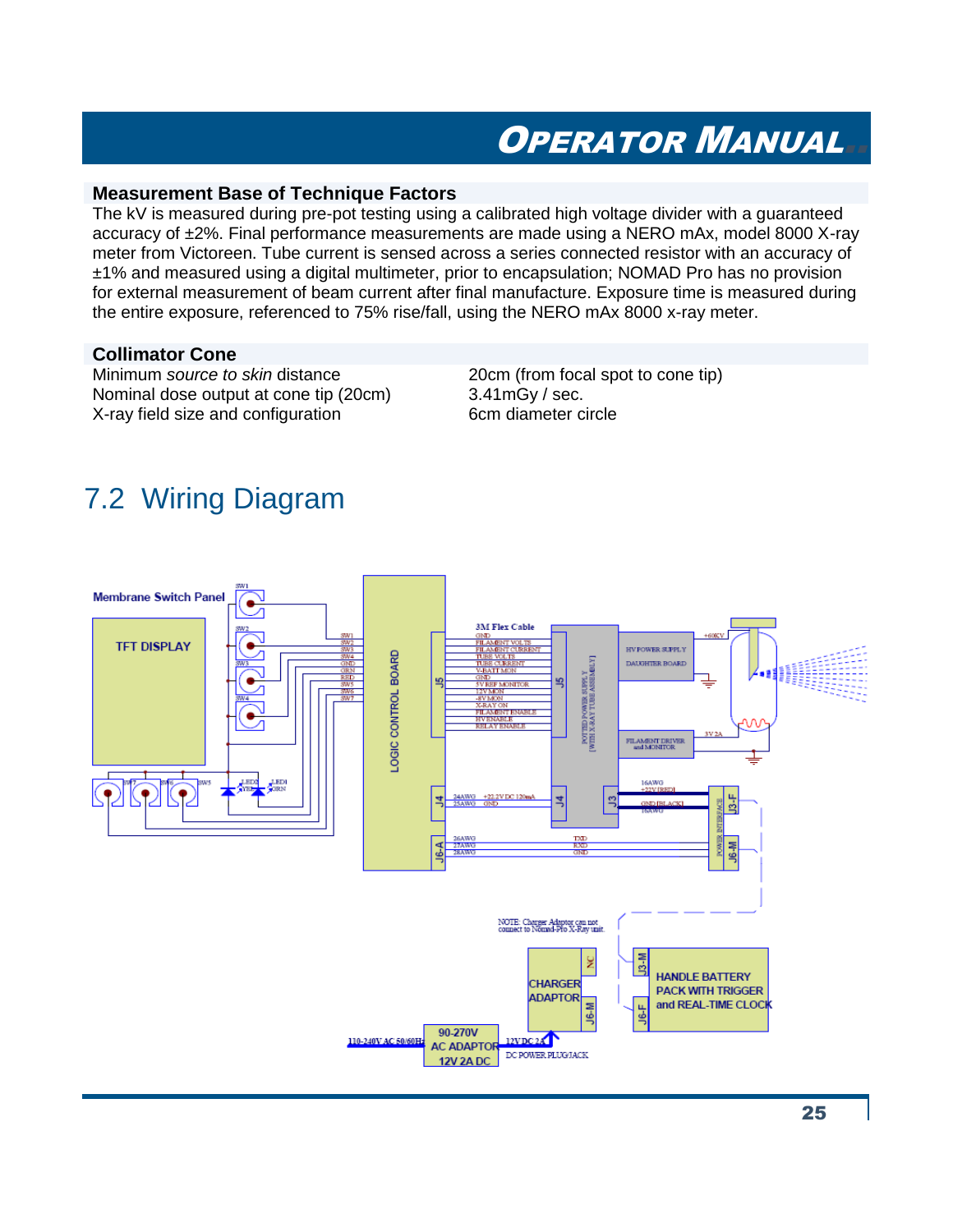### Measurement Base of Technique Factors

The kV is measured during pre-pot testing using a calibrated high voltage divider with a guaranteed accuracy of ±2%. Final performance measurements are made using a NERO mAx, model 8000 X-ray meter from Victoreen. Tube current is sensed across a series connected resistor with an accuracy of ±1% and measured using a digital multimeter, prior to encapsulation; NOMAD Pro has no provision for external measurement of beam current after final manufacture. Exposure time is measured during the entire exposure, referenced to 75% rise/fall, using the NERO mAx 8000 x-ray meter.

### Collimator Cone

| | |
|---|---|
| Minimum *source to skin* distance | 20cm (from focal spot to cone tip) |
| Nominal dose output at cone tip (20cm) | 3.41mGy / sec. |
| X-ray field size and configuration | 6cm diameter circle |

## 7.2 Wiring Diagram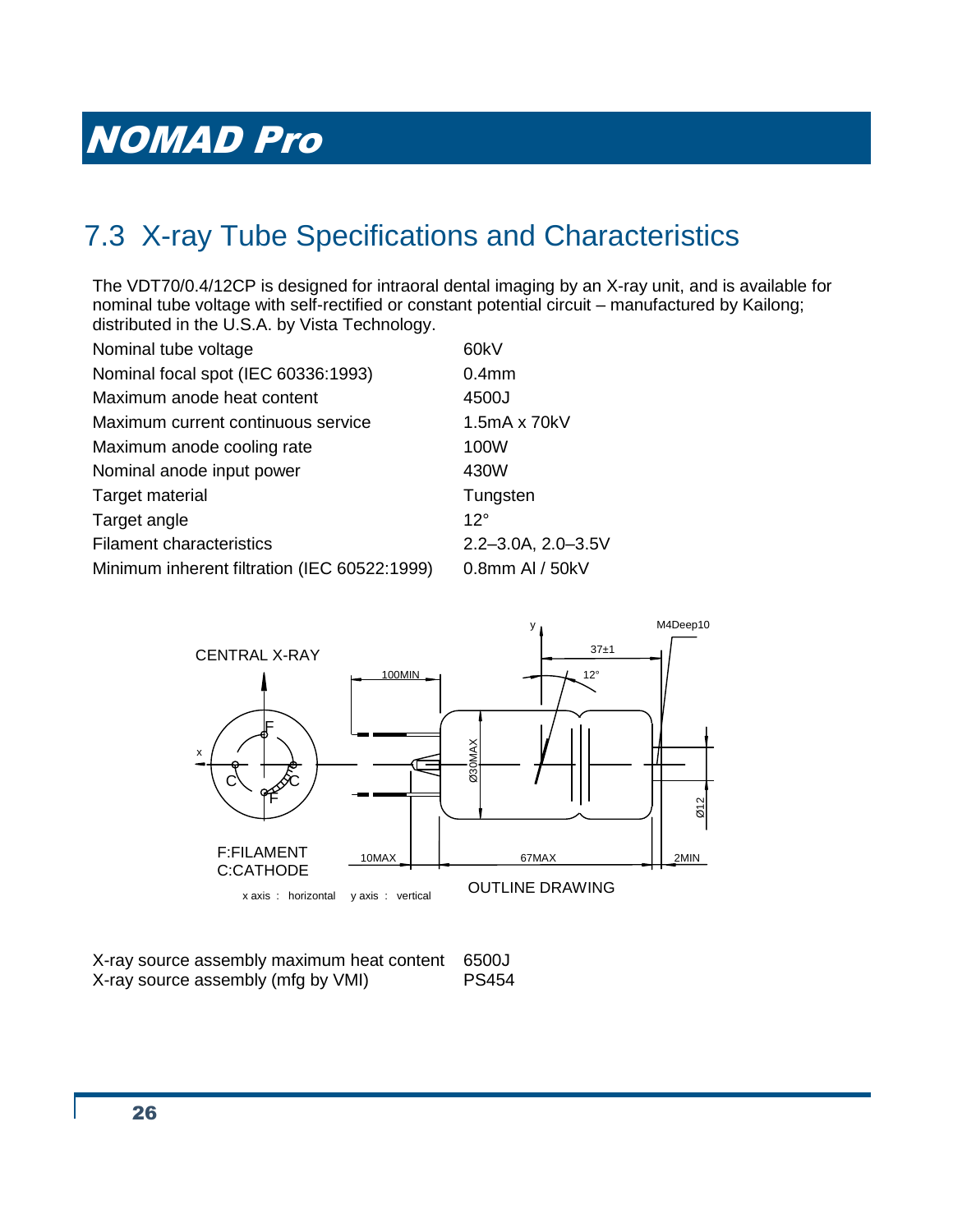# NOMAD Pro

## 7.3 X-ray Tube Specifications and Characteristics

The VDT70/0.4/12CP is designed for intraoral dental imaging by an X-ray unit, and is available for nominal tube voltage with self-rectified or constant potential circuit – manufactured by Kailong; distributed in the U.S.A. by Vista Technology.

| | |
|---|---|
| Nominal tube voltage | 60kV |
| Nominal focal spot (IEC 60336:1993) | 0.4mm |
| Maximum anode heat content | 4500J |
| Maximum current continuous service | 1.5mA x 70kV |
| Maximum anode cooling rate | 100W |
| Nominal anode input power | 430W |
| Target material | Tungsten |
| Target angle | 12° |
| Filament characteristics | 2.2–3.0A, 2.0–3.5V |
| Minimum inherent filtration (IEC 60522:1999) | 0.8mm Al / 50kV |

CENTRAL X-RAY

F:FILAMENT
C:CATHODE

x axis : horizontal y axis : vertical

OUTLINE DRAWING

| | |
|---|---|
| X-ray source assembly maximum heat content | 6500J |
| X-ray source assembly (mfg by VMI) | PS454 |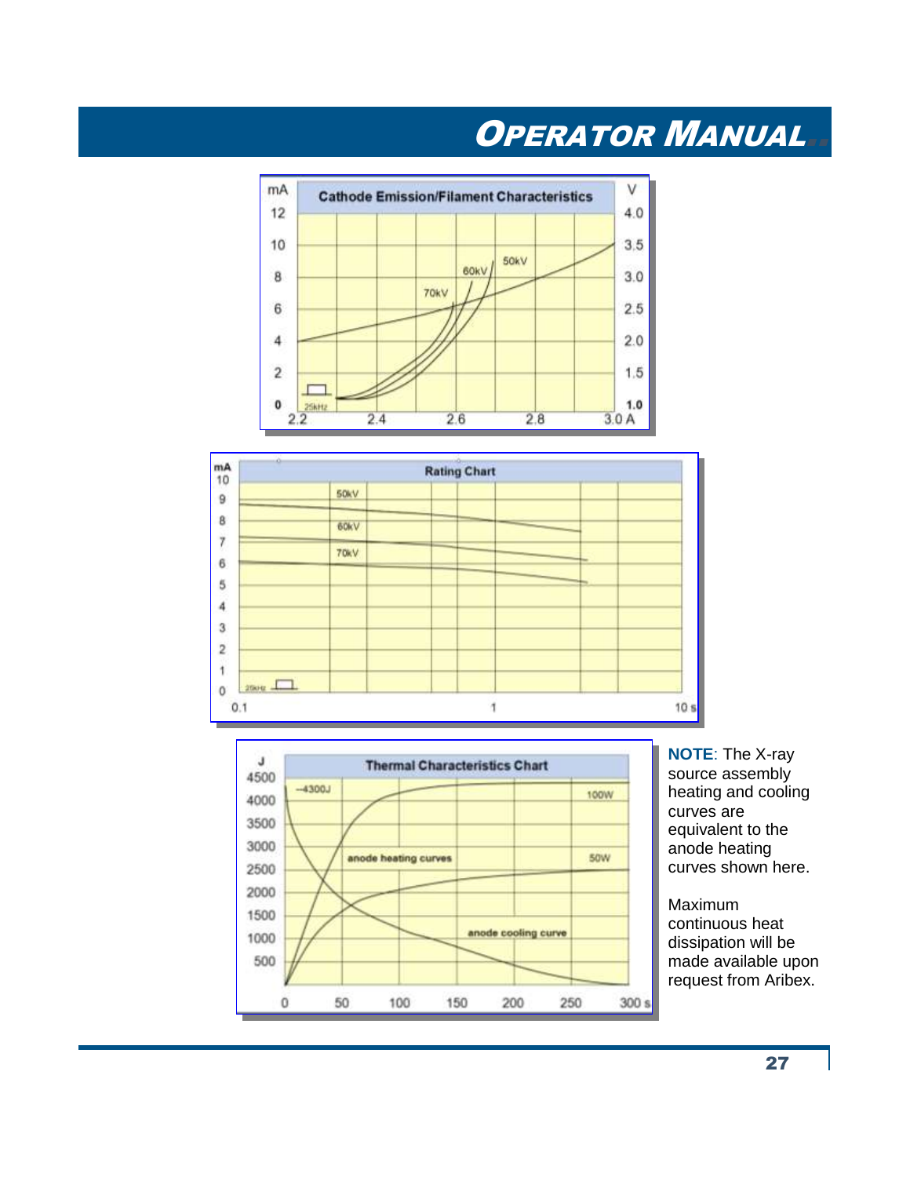**Cathode Emission/Filament Characteristics**

**Rating Chart**

**Thermal Characteristics Chart**

**NOTE**: The X-ray source assembly heating and cooling curves are equivalent to the anode heating curves shown here.

Maximum continuous heat dissipation will be made available upon request from Aribex.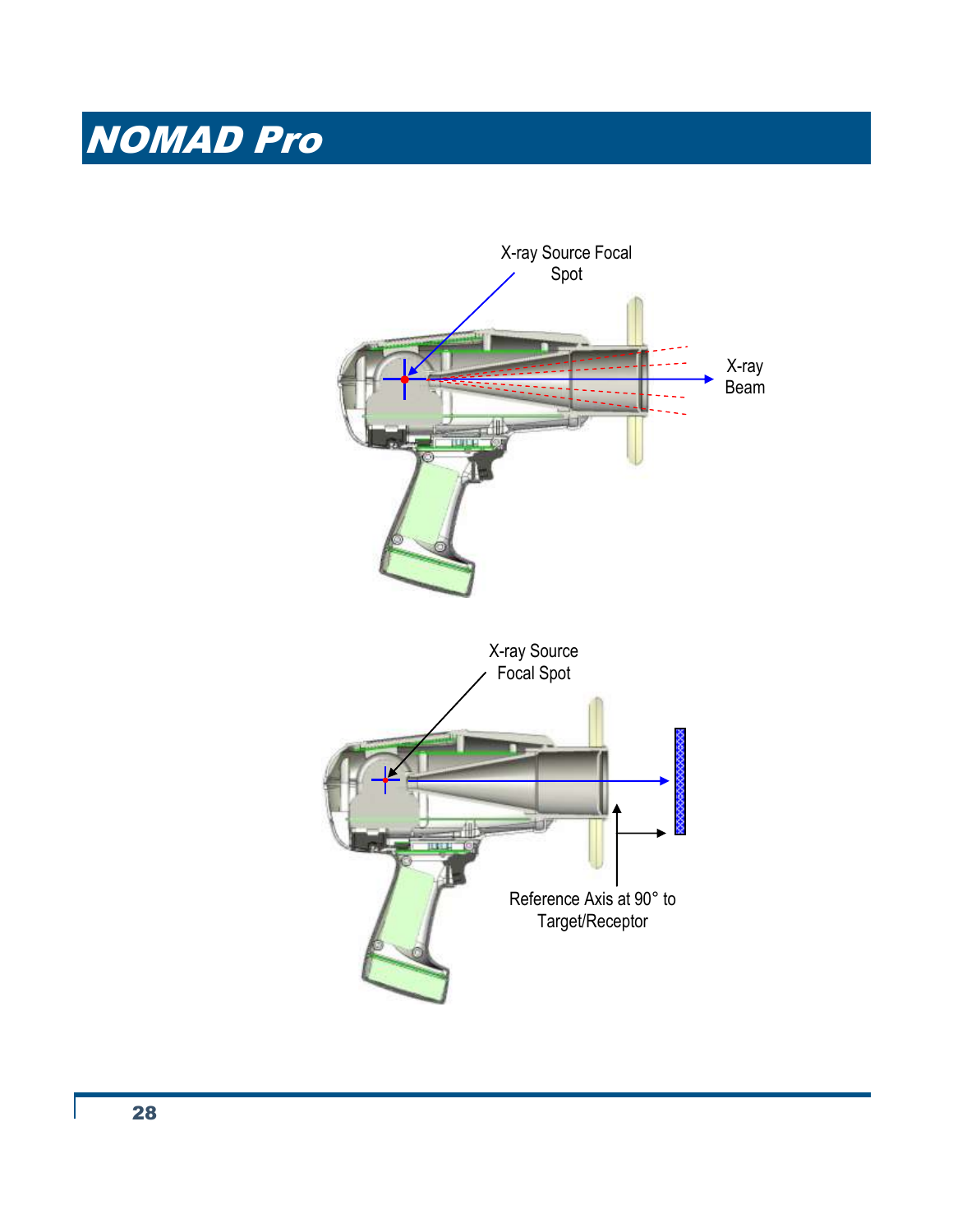# NOMAD Pro

X-ray Source Focal Spot

X-ray Beam

X-ray Source Focal Spot

Reference Axis at 90° to Target/Receptor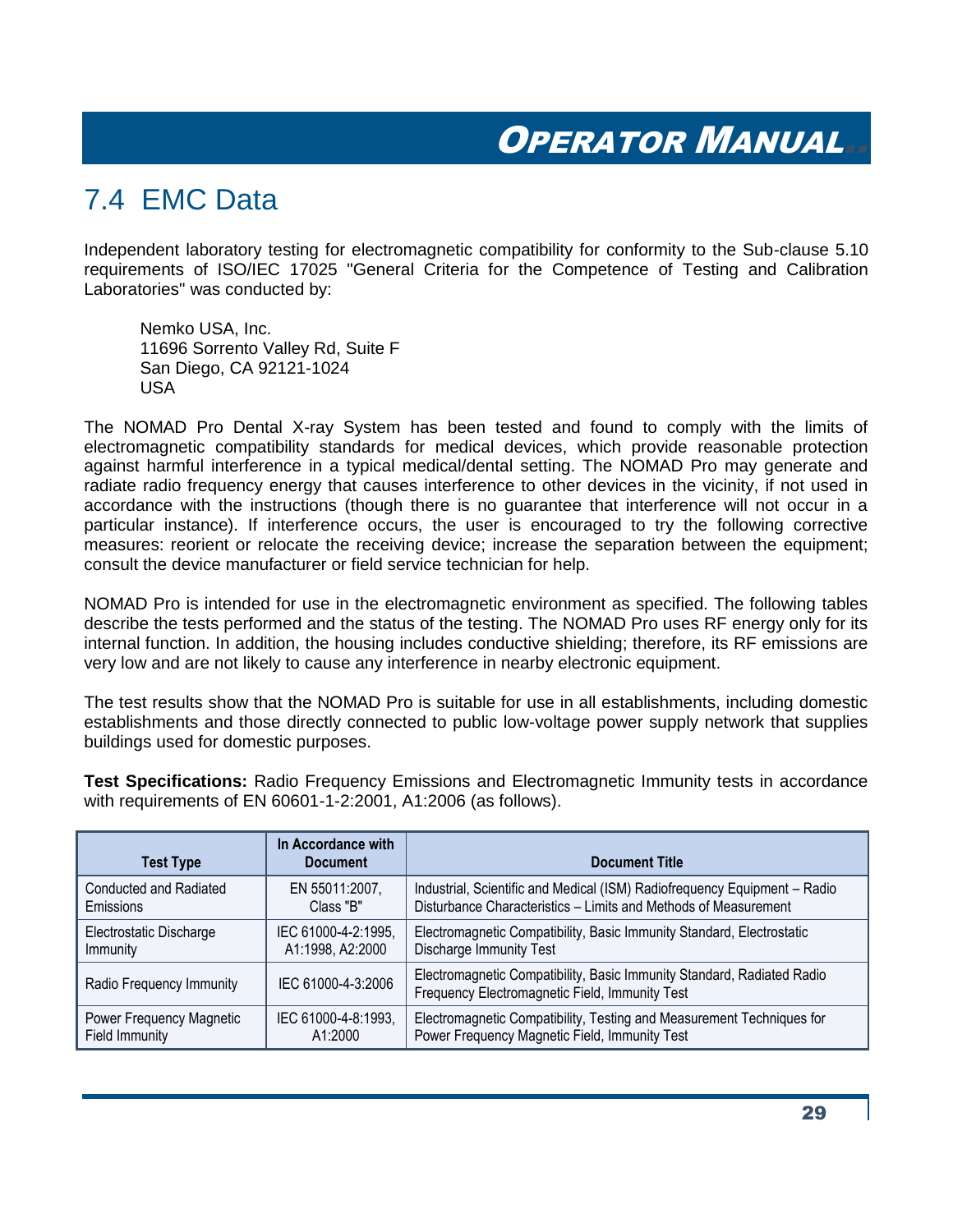## 7.4 EMC Data

Independent laboratory testing for electromagnetic compatibility for conformity to the Sub-clause 5.10 requirements of ISO/IEC 17025 "General Criteria for the Competence of Testing and Calibration Laboratories" was conducted by:

Nemko USA, Inc.
11696 Sorrento Valley Rd, Suite F
San Diego, CA 92121-1024
USA

The NOMAD Pro Dental X-ray System has been tested and found to comply with the limits of electromagnetic compatibility standards for medical devices, which provide reasonable protection against harmful interference in a typical medical/dental setting. The NOMAD Pro may generate and radiate radio frequency energy that causes interference to other devices in the vicinity, if not used in accordance with the instructions (though there is no guarantee that interference will not occur in a particular instance). If interference occurs, the user is encouraged to try the following corrective measures: reorient or relocate the receiving device; increase the separation between the equipment; consult the device manufacturer or field service technician for help.

NOMAD Pro is intended for use in the electromagnetic environment as specified. The following tables describe the tests performed and the status of the testing. The NOMAD Pro uses RF energy only for its internal function. In addition, the housing includes conductive shielding; therefore, its RF emissions are very low and are not likely to cause any interference in nearby electronic equipment.

The test results show that the NOMAD Pro is suitable for use in all establishments, including domestic establishments and those directly connected to public low-voltage power supply network that supplies buildings used for domestic purposes.

**Test Specifications:** Radio Frequency Emissions and Electromagnetic Immunity tests in accordance with requirements of EN 60601-1-2:2001, A1:2006 (as follows).

| Test Type | In Accordance with Document | Document Title |
|---|---|---|
| Conducted and Radiated Emissions | EN 55011:2007, Class "B" | Industrial, Scientific and Medical (ISM) Radiofrequency Equipment – Radio Disturbance Characteristics – Limits and Methods of Measurement |
| Electrostatic Discharge Immunity | IEC 61000-4-2:1995, A1:1998, A2:2000 | Electromagnetic Compatibility, Basic Immunity Standard, Electrostatic Discharge Immunity Test |
| Radio Frequency Immunity | IEC 61000-4-3:2006 | Electromagnetic Compatibility, Basic Immunity Standard, Radiated Radio Frequency Electromagnetic Field, Immunity Test |
| Power Frequency Magnetic Field Immunity | IEC 61000-4-8:1993, A1:2000 | Electromagnetic Compatibility, Testing and Measurement Techniques for Power Frequency Magnetic Field, Immunity Test |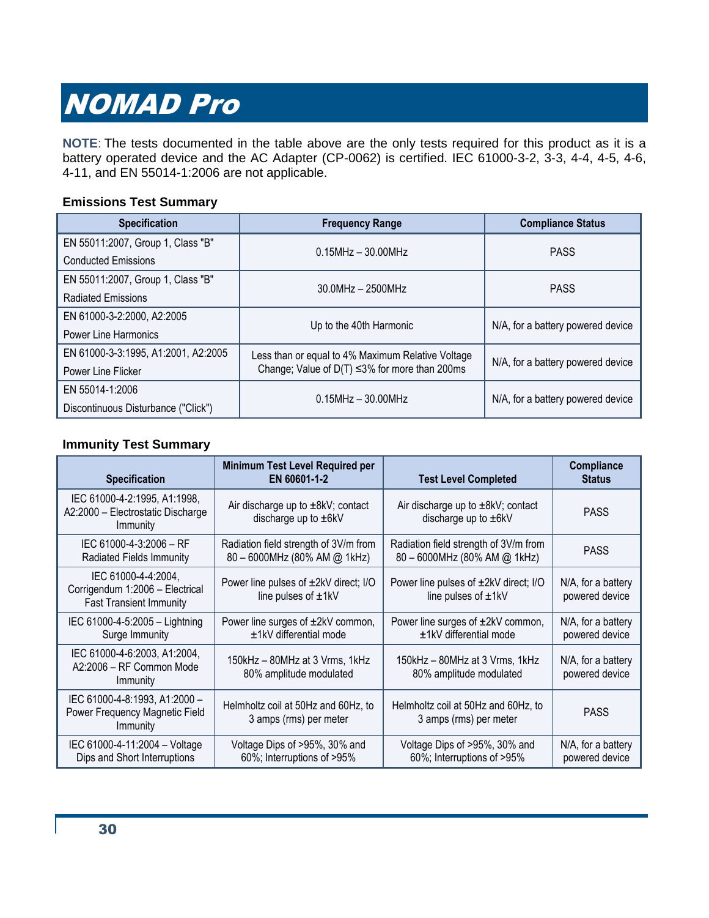# NOMAD Pro

**NOTE**: The tests documented in the table above are the only tests required for this product as it is a battery operated device and the AC Adapter (CP-0062) is certified. IEC 61000-3-2, 3-3, 4-4, 4-5, 4-6, 4-11, and EN 55014-1:2006 are not applicable.

### Emissions Test Summary

| Specification | Frequency Range | Compliance Status |
|---|---|---|
| EN 55011:2007, Group 1, Class "B" Conducted Emissions | 0.15MHz – 30.00MHz | PASS |
| EN 55011:2007, Group 1, Class "B" Radiated Emissions | 30.0MHz – 2500MHz | PASS |
| EN 61000-3-2:2000, A2:2005 Power Line Harmonics | Up to the 40th Harmonic | N/A, for a battery powered device |
| EN 61000-3-3:1995, A1:2001, A2:2005 Power Line Flicker | Less than or equal to 4% Maximum Relative Voltage Change; Value of D(T) ≤3% for more than 200ms | N/A, for a battery powered device |
| EN 55014-1:2006 Discontinuous Disturbance ("Click") | 0.15MHz – 30.00MHz | N/A, for a battery powered device |

### Immunity Test Summary

| Specification | Minimum Test Level Required per EN 60601-1-2 | Test Level Completed | Compliance Status |
|---|---|---|---|
| IEC 61000-4-2:1995, A1:1998, A2:2000 – Electrostatic Discharge Immunity | Air discharge up to ±8kV; contact discharge up to ±6kV | Air discharge up to ±8kV; contact discharge up to ±6kV | PASS |
| IEC 61000-4-3:2006 – RF Radiated Fields Immunity | Radiation field strength of 3V/m from 80 – 6000MHz (80% AM @ 1kHz) | Radiation field strength of 3V/m from 80 – 6000MHz (80% AM @ 1kHz) | PASS |
| IEC 61000-4-4:2004, Corrigendum 1:2006 – Electrical Fast Transient Immunity | Power line pulses of ±2kV direct; I/O line pulses of ±1kV | Power line pulses of ±2kV direct; I/O line pulses of ±1kV | N/A, for a battery powered device |
| IEC 61000-4-5:2005 – Lightning Surge Immunity | Power line surges of ±2kV common, ±1kV differential mode | Power line surges of ±2kV common, ±1kV differential mode | N/A, for a battery powered device |
| IEC 61000-4-6:2003, A1:2004, A2:2006 – RF Common Mode Immunity | 150kHz – 80MHz at 3 Vrms, 1kHz 80% amplitude modulated | 150kHz – 80MHz at 3 Vrms, 1kHz 80% amplitude modulated | N/A, for a battery powered device |
| IEC 61000-4-8:1993, A1:2000 – Power Frequency Magnetic Field Immunity | Helmholtz coil at 50Hz and 60Hz, to 3 amps (rms) per meter | Helmholtz coil at 50Hz and 60Hz, to 3 amps (rms) per meter | PASS |
| IEC 61000-4-11:2004 – Voltage Dips and Short Interruptions | Voltage Dips of >95%, 30% and 60%; Interruptions of >95% | Voltage Dips of >95%, 30% and 60%; Interruptions of >95% | N/A, for a battery powered device |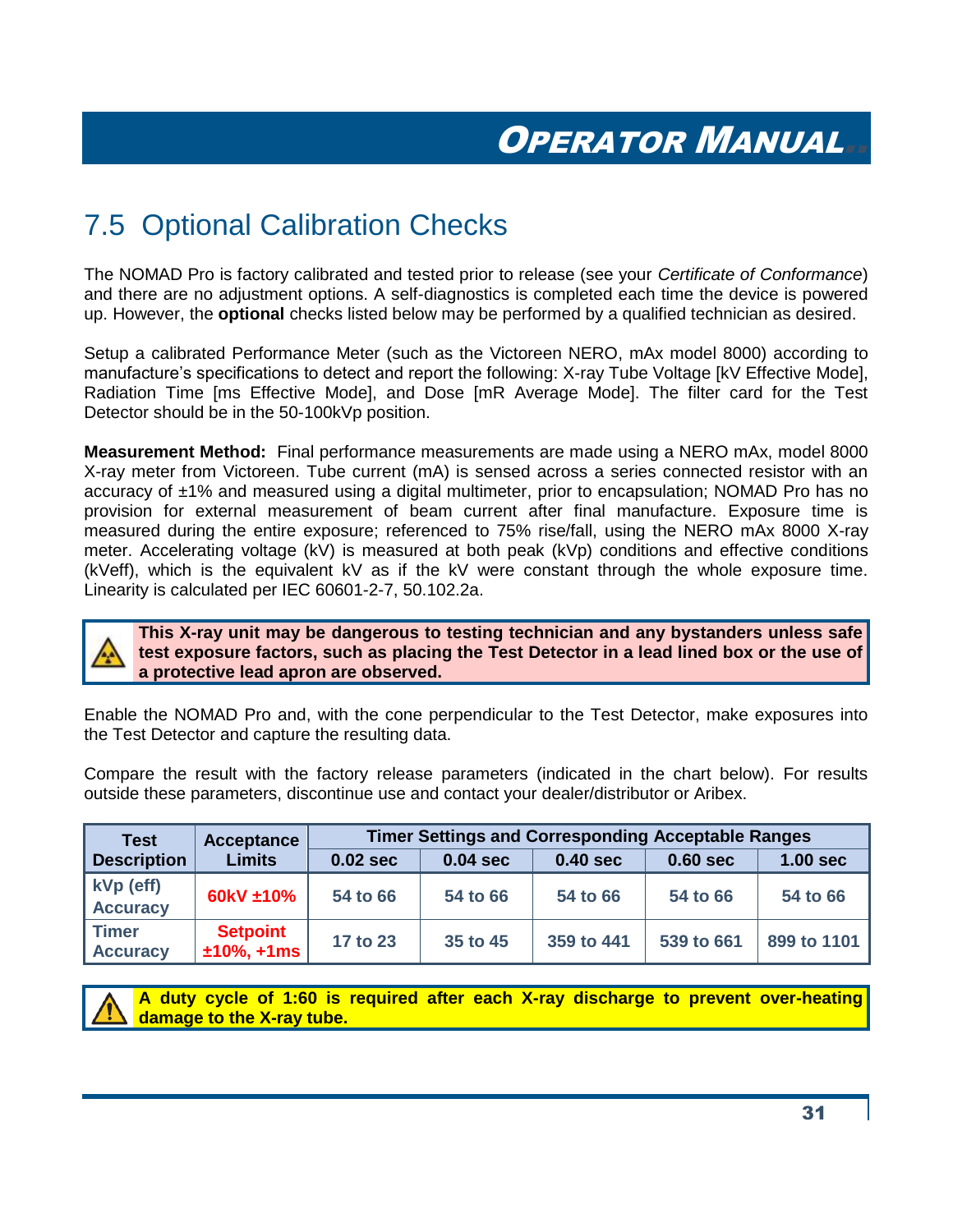## 7.5 Optional Calibration Checks

The NOMAD Pro is factory calibrated and tested prior to release (see your *Certificate of Conformance*) and there are no adjustment options. A self-diagnostics is completed each time the device is powered up. However, the **optional** checks listed below may be performed by a qualified technician as desired.

Setup a calibrated Performance Meter (such as the Victoreen NERO, mAx model 8000) according to manufacture's specifications to detect and report the following: X-ray Tube Voltage [kV Effective Mode], Radiation Time [ms Effective Mode], and Dose [mR Average Mode]. The filter card for the Test Detector should be in the 50-100kVp position.

**Measurement Method:** Final performance measurements are made using a NERO mAx, model 8000 X-ray meter from Victoreen. Tube current (mA) is sensed across a series connected resistor with an accuracy of ±1% and measured using a digital multimeter, prior to encapsulation; NOMAD Pro has no provision for external measurement of beam current after final manufacture. Exposure time is measured during the entire exposure; referenced to 75% rise/fall, using the NERO mAx 8000 X-ray meter. Accelerating voltage (kV) is measured at both peak (kVp) conditions and effective conditions (kVeff), which is the equivalent kV as if the kV were constant through the whole exposure time. Linearity is calculated per IEC 60601-2-7, 50.102.2a.

**This X-ray unit may be dangerous to testing technician and any bystanders unless safe test exposure factors, such as placing the Test Detector in a lead lined box or the use of a protective lead apron are observed.**

Enable the NOMAD Pro and, with the cone perpendicular to the Test Detector, make exposures into the Test Detector and capture the resulting data.

Compare the result with the factory release parameters (indicated in the chart below). For results outside these parameters, discontinue use and contact your dealer/distributor or Aribex.

| Test Description | Acceptance Limits | Timer Settings and Corresponding Acceptable Ranges | | | | |
|---|---|---|---|---|---|---|
| | | 0.02 sec | 0.04 sec | 0.40 sec | 0.60 sec | 1.00 sec |
| kVp (eff) Accuracy | 60kV ±10% | 54 to 66 | 54 to 66 | 54 to 66 | 54 to 66 | 54 to 66 |
| Timer Accuracy | Setpoint ±10%, +1ms | 17 to 23 | 35 to 45 | 359 to 441 | 539 to 661 | 899 to 1101 |

**A duty cycle of 1:60 is required after each X-ray discharge to prevent over-heating damage to the X-ray tube.**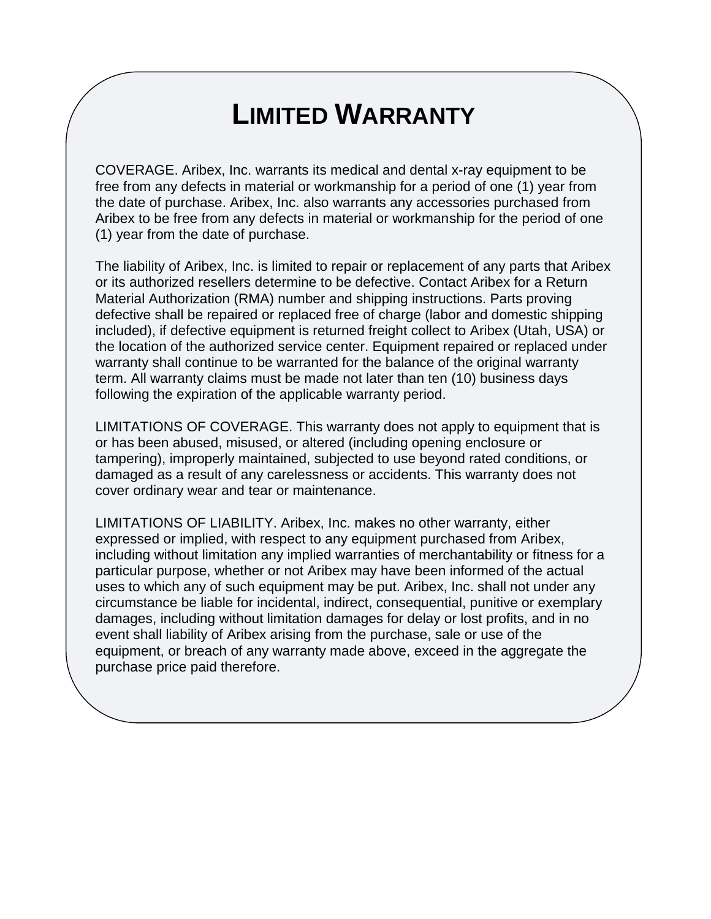# LIMITED WARRANTY

COVERAGE. Aribex, Inc. warrants its medical and dental x-ray equipment to be free from any defects in material or workmanship for a period of one (1) year from the date of purchase. Aribex, Inc. also warrants any accessories purchased from Aribex to be free from any defects in material or workmanship for the period of one (1) year from the date of purchase.

The liability of Aribex, Inc. is limited to repair or replacement of any parts that Aribex or its authorized resellers determine to be defective. Contact Aribex for a Return Material Authorization (RMA) number and shipping instructions. Parts proving defective shall be repaired or replaced free of charge (labor and domestic shipping included), if defective equipment is returned freight collect to Aribex (Utah, USA) or the location of the authorized service center. Equipment repaired or replaced under warranty shall continue to be warranted for the balance of the original warranty term. All warranty claims must be made not later than ten (10) business days following the expiration of the applicable warranty period.

LIMITATIONS OF COVERAGE. This warranty does not apply to equipment that is or has been abused, misused, or altered (including opening enclosure or tampering), improperly maintained, subjected to use beyond rated conditions, or damaged as a result of any carelessness or accidents. This warranty does not cover ordinary wear and tear or maintenance.

LIMITATIONS OF LIABILITY. Aribex, Inc. makes no other warranty, either expressed or implied, with respect to any equipment purchased from Aribex, including without limitation any implied warranties of merchantability or fitness for a particular purpose, whether or not Aribex may have been informed of the actual uses to which any of such equipment may be put. Aribex, Inc. shall not under any circumstance be liable for incidental, indirect, consequential, punitive or exemplary damages, including without limitation damages for delay or lost profits, and in no event shall liability of Aribex arising from the purchase, sale or use of the equipment, or breach of any warranty made above, exceed in the aggregate the purchase price paid therefore.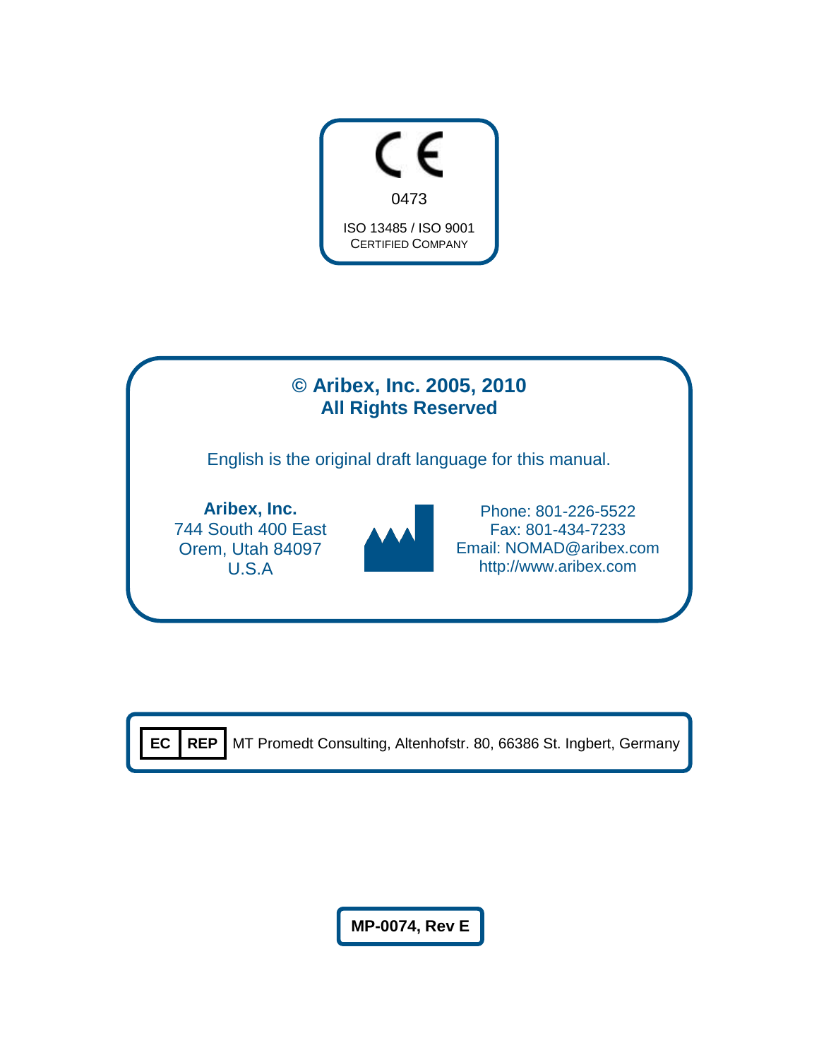CE

0473

ISO 13485 / ISO 9001
CERTIFIED COMPANY

**© Aribex, Inc. 2005, 2010**
**All Rights Reserved**

English is the original draft language for this manual.

**Aribex, Inc.**
744 South 400 East
Orem, Utah 84097
U.S.A

Phone: 801-226-5522
Fax: 801-434-7233
Email: NOMAD@aribex.com
http://www.aribex.com

**EC REP** MT Promedt Consulting, Altenhofstr. 80, 66386 St. Ingbert, Germany

**MP-0074, Rev E**